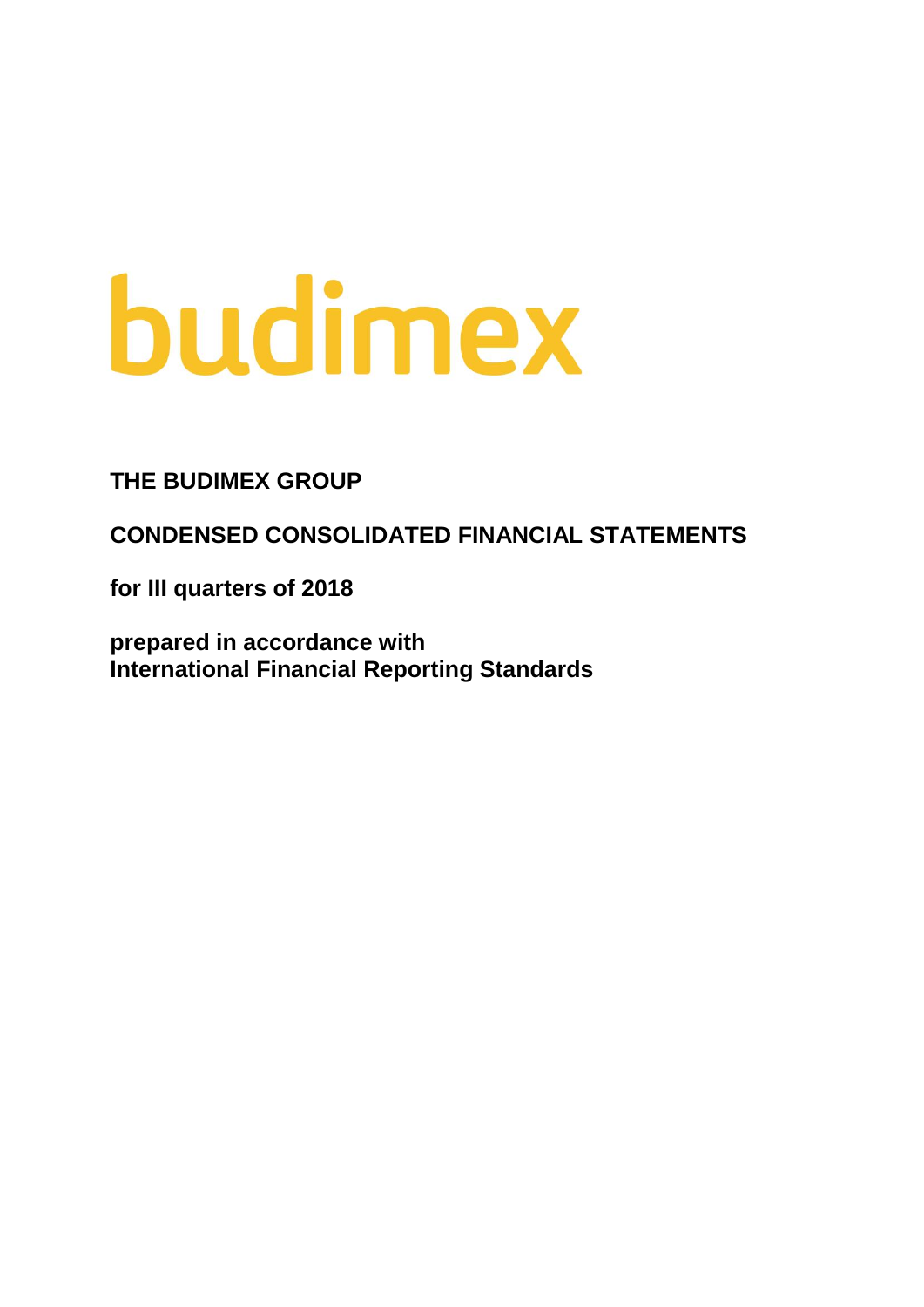budimex

**THE BUDIMEX GROUP**

**CONDENSED CONSOLIDATED FINANCIAL STATEMENTS**

**for III quarters of 2018**

**prepared in accordance with**
**International Financial Reporting Standards**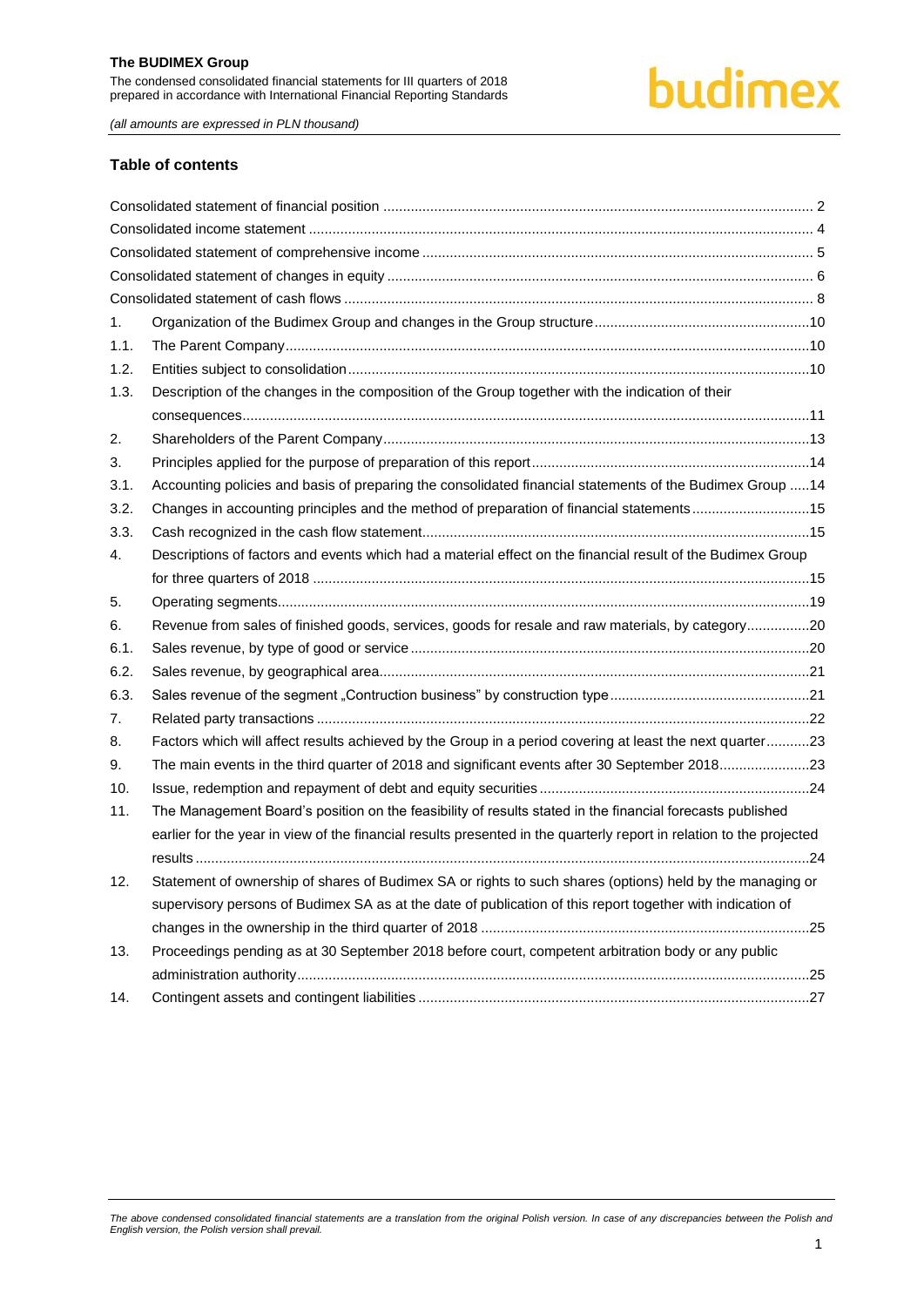## Table of contents

| | | |
|---|---|---|
| Consolidated statement of financial position | | 2 |
| Consolidated income statement | | 4 |
| Consolidated statement of comprehensive income | | 5 |
| Consolidated statement of changes in equity | | 6 |
| Consolidated statement of cash flows | | 8 |
| 1. | Organization of the Budimex Group and changes in the Group structure | 10 |
| 1.1. | The Parent Company | 10 |
| 1.2. | Entities subject to consolidation | 10 |
| 1.3. | Description of the changes in the composition of the Group together with the indication of their consequences | 11 |
| 2. | Shareholders of the Parent Company | 13 |
| 3. | Principles applied for the purpose of preparation of this report | 14 |
| 3.1. | Accounting policies and basis of preparing the consolidated financial statements of the Budimex Group | 14 |
| 3.2. | Changes in accounting principles and the method of preparation of financial statements | 15 |
| 3.3. | Cash recognized in the cash flow statement | 15 |
| 4. | Descriptions of factors and events which had a material effect on the financial result of the Budimex Group for three quarters of 2018 | 15 |
| 5. | Operating segments | 19 |
| 6. | Revenue from sales of finished goods, services, goods for resale and raw materials, by category | 20 |
| 6.1. | Sales revenue, by type of good or service | 20 |
| 6.2. | Sales revenue, by geographical area | 21 |
| 6.3. | Sales revenue of the segment „Contruction business" by construction type | 21 |
| 7. | Related party transactions | 22 |
| 8. | Factors which will affect results achieved by the Group in a period covering at least the next quarter | 23 |
| 9. | The main events in the third quarter of 2018 and significant events after 30 September 2018 | 23 |
| 10. | Issue, redemption and repayment of debt and equity securities | 24 |
| 11. | The Management Board's position on the feasibility of results stated in the financial forecasts published earlier for the year in view of the financial results presented in the quarterly report in relation to the projected results | 24 |
| 12. | Statement of ownership of shares of Budimex SA or rights to such shares (options) held by the managing or supervisory persons of Budimex SA as at the date of publication of this report together with indication of changes in the ownership in the third quarter of 2018 | 25 |
| 13. | Proceedings pending as at 30 September 2018 before court, competent arbitration body or any public administration authority | 25 |
| 14. | Contingent assets and contingent liabilities | 27 |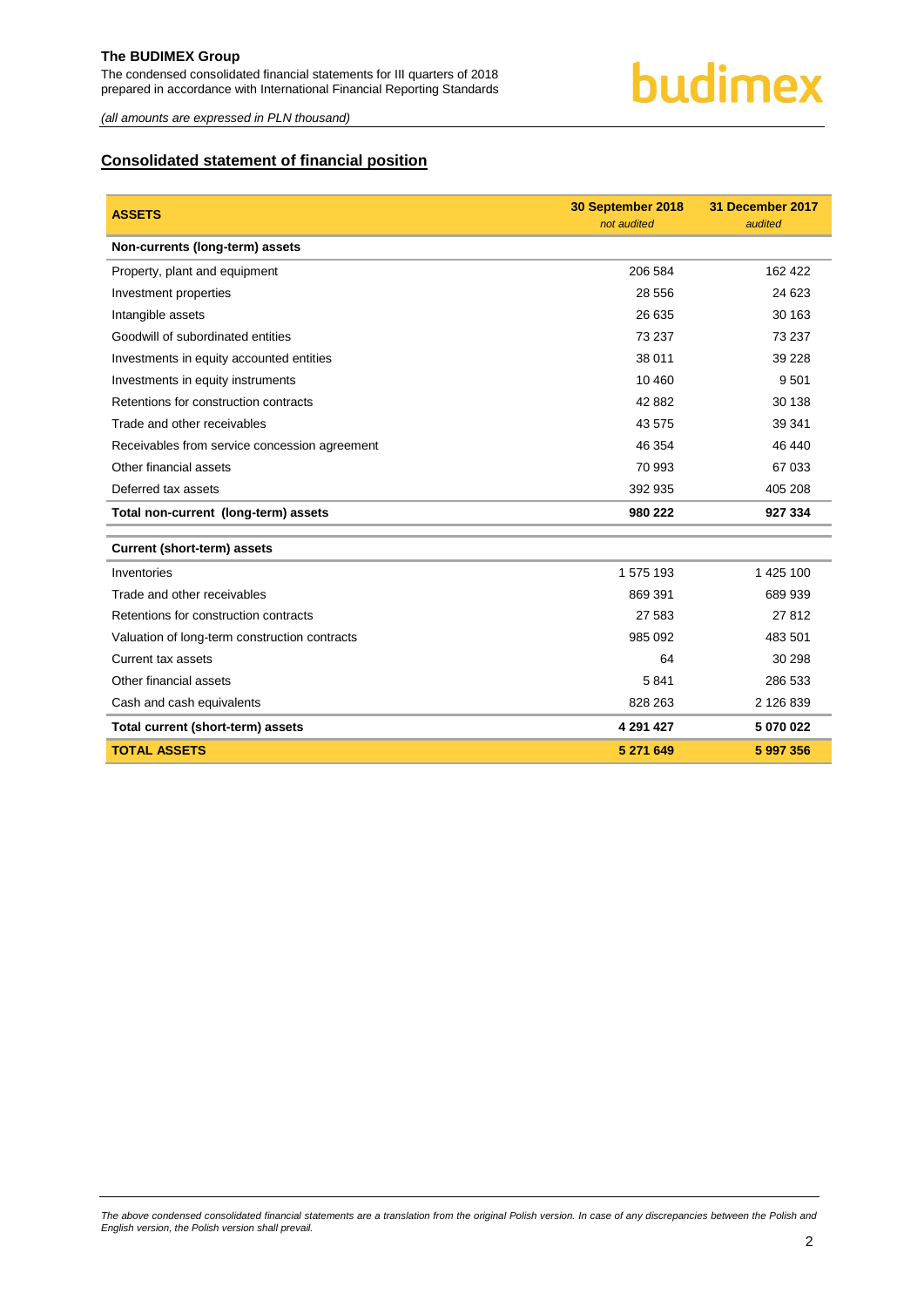## Consolidated statement of financial position

| ASSETS | 30 September 2018<br>*not audited* | 31 December 2017<br>*audited* |
|---|---|---|
| **Non-currents (long-term) assets** | | |
| Property, plant and equipment | 206 584 | 162 422 |
| Investment properties | 28 556 | 24 623 |
| Intangible assets | 26 635 | 30 163 |
| Goodwill of subordinated entities | 73 237 | 73 237 |
| Investments in equity accounted entities | 38 011 | 39 228 |
| Investments in equity instruments | 10 460 | 9 501 |
| Retentions for construction contracts | 42 882 | 30 138 |
| Trade and other receivables | 43 575 | 39 341 |
| Receivables from service concession agreement | 46 354 | 46 440 |
| Other financial assets | 70 993 | 67 033 |
| Deferred tax assets | 392 935 | 405 208 |
| **Total non-current (long-term) assets** | **980 222** | **927 334** |
| **Current (short-term) assets** | | |
| Inventories | 1 575 193 | 1 425 100 |
| Trade and other receivables | 869 391 | 689 939 |
| Retentions for construction contracts | 27 583 | 27 812 |
| Valuation of long-term construction contracts | 985 092 | 483 501 |
| Current tax assets | 64 | 30 298 |
| Other financial assets | 5 841 | 286 533 |
| Cash and cash equivalents | 828 263 | 2 126 839 |
| **Total current (short-term) assets** | **4 291 427** | **5 070 022** |
| **TOTAL ASSETS** | **5 271 649** | **5 997 356** |

*The above condensed consolidated financial statements are a translation from the original Polish version. In case of any discrepancies between the Polish and English version, the Polish version shall prevail.*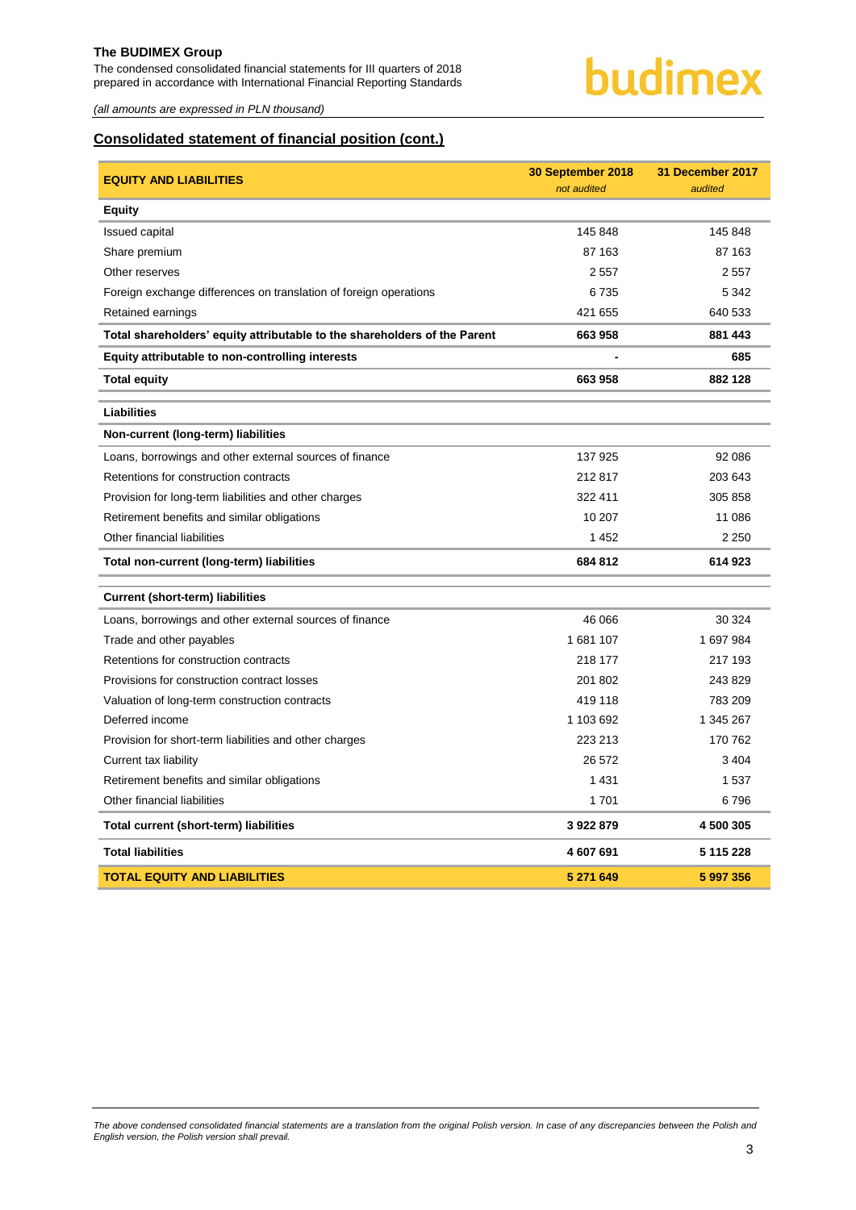*(all amounts are expressed in PLN thousand)*

## Consolidated statement of financial position (cont.)

| EQUITY AND LIABILITIES | 30 September 2018 *not audited* | 31 December 2017 *audited* |
|---|---|---|
| **Equity** | | |
| Issued capital | 145 848 | 145 848 |
| Share premium | 87 163 | 87 163 |
| Other reserves | 2 557 | 2 557 |
| Foreign exchange differences on translation of foreign operations | 6 735 | 5 342 |
| Retained earnings | 421 655 | 640 533 |
| **Total shareholders' equity attributable to the shareholders of the Parent** | **663 958** | **881 443** |
| **Equity attributable to non-controlling interests** | **-** | **685** |
| **Total equity** | **663 958** | **882 128** |
| **Liabilities** | | |
| **Non-current (long-term) liabilities** | | |
| Loans, borrowings and other external sources of finance | 137 925 | 92 086 |
| Retentions for construction contracts | 212 817 | 203 643 |
| Provision for long-term liabilities and other charges | 322 411 | 305 858 |
| Retirement benefits and similar obligations | 10 207 | 11 086 |
| Other financial liabilities | 1 452 | 2 250 |
| **Total non-current (long-term) liabilities** | **684 812** | **614 923** |
| **Current (short-term) liabilities** | | |
| Loans, borrowings and other external sources of finance | 46 066 | 30 324 |
| Trade and other payables | 1 681 107 | 1 697 984 |
| Retentions for construction contracts | 218 177 | 217 193 |
| Provisions for construction contract losses | 201 802 | 243 829 |
| Valuation of long-term construction contracts | 419 118 | 783 209 |
| Deferred income | 1 103 692 | 1 345 267 |
| Provision for short-term liabilities and other charges | 223 213 | 170 762 |
| Current tax liability | 26 572 | 3 404 |
| Retirement benefits and similar obligations | 1 431 | 1 537 |
| Other financial liabilities | 1 701 | 6 796 |
| **Total current (short-term) liabilities** | **3 922 879** | **4 500 305** |
| **Total liabilities** | **4 607 691** | **5 115 228** |
| **TOTAL EQUITY AND LIABILITIES** | **5 271 649** | **5 997 356** |

*The above condensed consolidated financial statements are a translation from the original Polish version. In case of any discrepancies between the Polish and English version, the Polish version shall prevail.*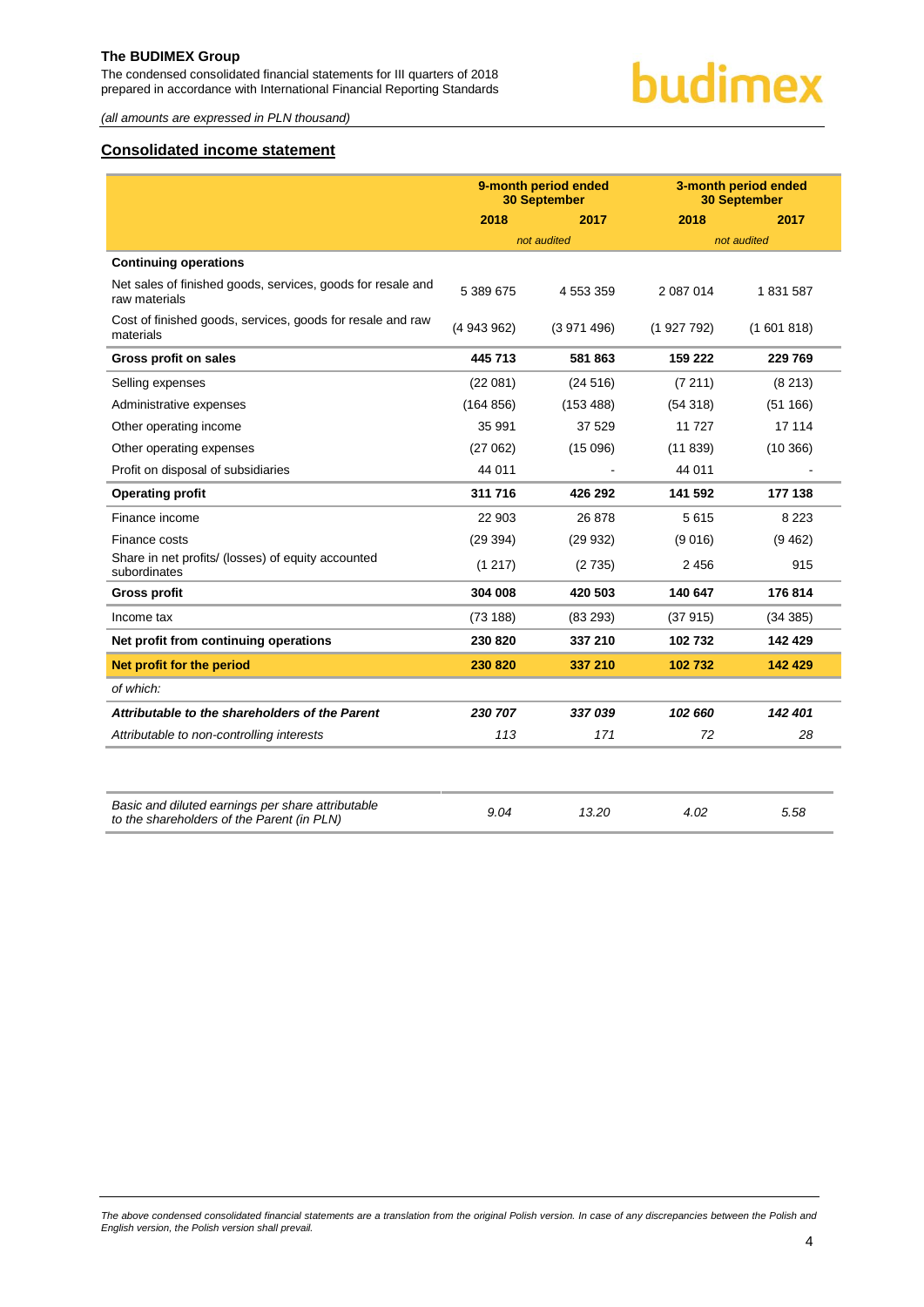## Consolidated income statement

| | 9-month period ended 30 September | | 3-month period ended 30 September | |
|---|---|---|---|---|
| | 2018 | 2017 | 2018 | 2017 |
| | | *not audited* | | *not audited* |
| **Continuing operations** | | | | |
| Net sales of finished goods, services, goods for resale and raw materials | 5 389 675 | 4 553 359 | 2 087 014 | 1 831 587 |
| Cost of finished goods, services, goods for resale and raw materials | (4 943 962) | (3 971 496) | (1 927 792) | (1 601 818) |
| **Gross profit on sales** | **445 713** | **581 863** | **159 222** | **229 769** |
| Selling expenses | (22 081) | (24 516) | (7 211) | (8 213) |
| Administrative expenses | (164 856) | (153 488) | (54 318) | (51 166) |
| Other operating income | 35 991 | 37 529 | 11 727 | 17 114 |
| Other operating expenses | (27 062) | (15 096) | (11 839) | (10 366) |
| Profit on disposal of subsidiaries | 44 011 | - | 44 011 | - |
| **Operating profit** | **311 716** | **426 292** | **141 592** | **177 138** |
| Finance income | 22 903 | 26 878 | 5 615 | 8 223 |
| Finance costs | (29 394) | (29 932) | (9 016) | (9 462) |
| Share in net profits/ (losses) of equity accounted subordinates | (1 217) | (2 735) | 2 456 | 915 |
| **Gross profit** | **304 008** | **420 503** | **140 647** | **176 814** |
| Income tax | (73 188) | (83 293) | (37 915) | (34 385) |
| **Net profit from continuing operations** | **230 820** | **337 210** | **102 732** | **142 429** |
| **Net profit for the period** | **230 820** | **337 210** | **102 732** | **142 429** |
| *of which:* | | | | |
| ***Attributable to the shareholders of the Parent*** | ***230 707*** | ***337 039*** | ***102 660*** | ***142 401*** |
| *Attributable to non-controlling interests* | *113* | *171* | *72* | *28* |

| | | | | |
|---|---|---|---|---|
| *Basic and diluted earnings per share attributable to the shareholders of the Parent (in PLN)* | *9.04* | *13.20* | *4.02* | *5.58* |

*The above condensed consolidated financial statements are a translation from the original Polish version. In case of any discrepancies between the Polish and English version, the Polish version shall prevail.*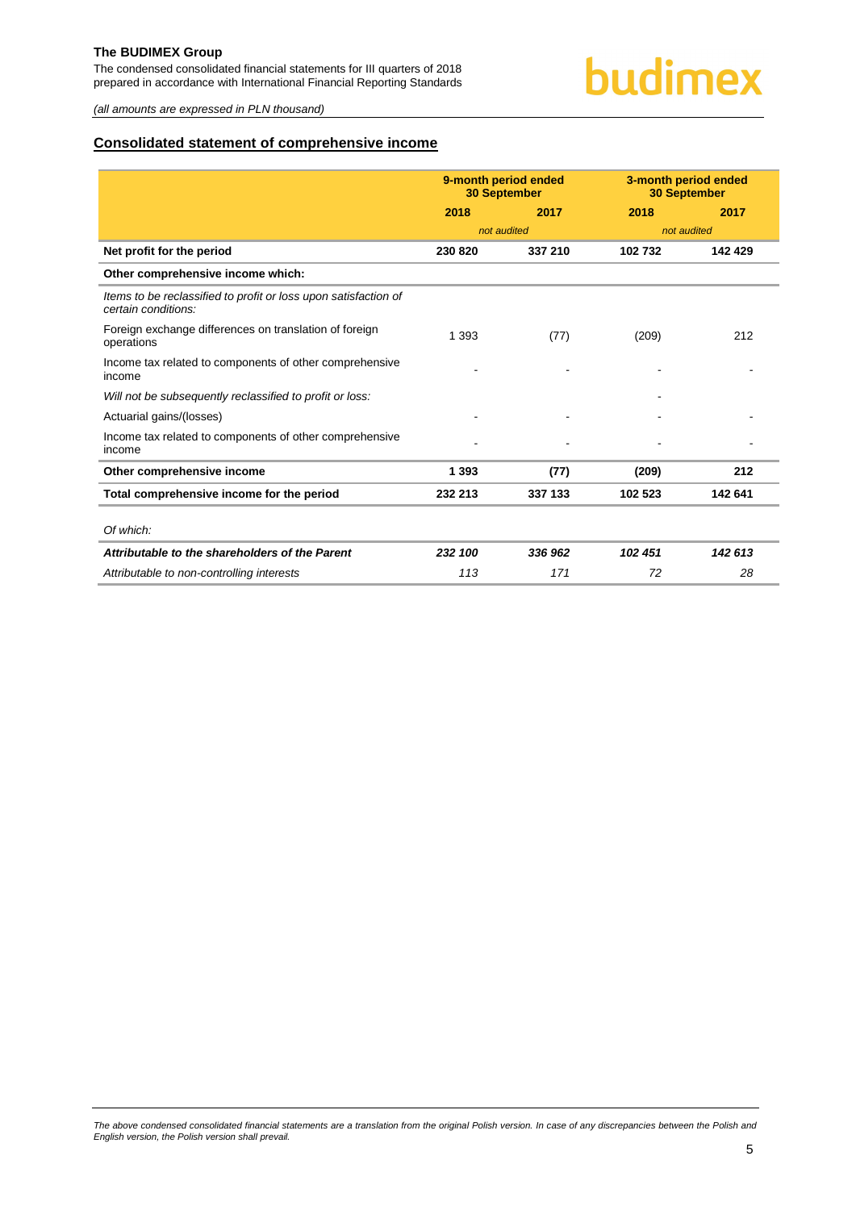## Consolidated statement of comprehensive income

| | 9-month period ended 30 September | | 3-month period ended 30 September | |
|---|---|---|---|---|
| | 2018 | 2017 | 2018 | 2017 |
| | *not audited* | | *not audited* | |
| **Net profit for the period** | **230 820** | **337 210** | **102 732** | **142 429** |
| **Other comprehensive income which:** | | | | |
| *Items to be reclassified to profit or loss upon satisfaction of certain conditions:* | | | | |
| Foreign exchange differences on translation of foreign operations | 1 393 | (77) | (209) | 212 |
| Income tax related to components of other comprehensive income | - | - | - | - |
| *Will not be subsequently reclassified to profit or loss:* | | | - | |
| Actuarial gains/(losses) | - | - | - | - |
| Income tax related to components of other comprehensive income | - | - | - | - |
| **Other comprehensive income** | **1 393** | **(77)** | **(209)** | **212** |
| **Total comprehensive income for the period** | **232 213** | **337 133** | **102 523** | **142 641** |
| *Of which:* | | | | |
| ***Attributable to the shareholders of the Parent*** | ***232 100*** | ***336 962*** | ***102 451*** | ***142 613*** |
| *Attributable to non-controlling interests* | *113* | *171* | *72* | *28* |

*The above condensed consolidated financial statements are a translation from the original Polish version. In case of any discrepancies between the Polish and English version, the Polish version shall prevail.*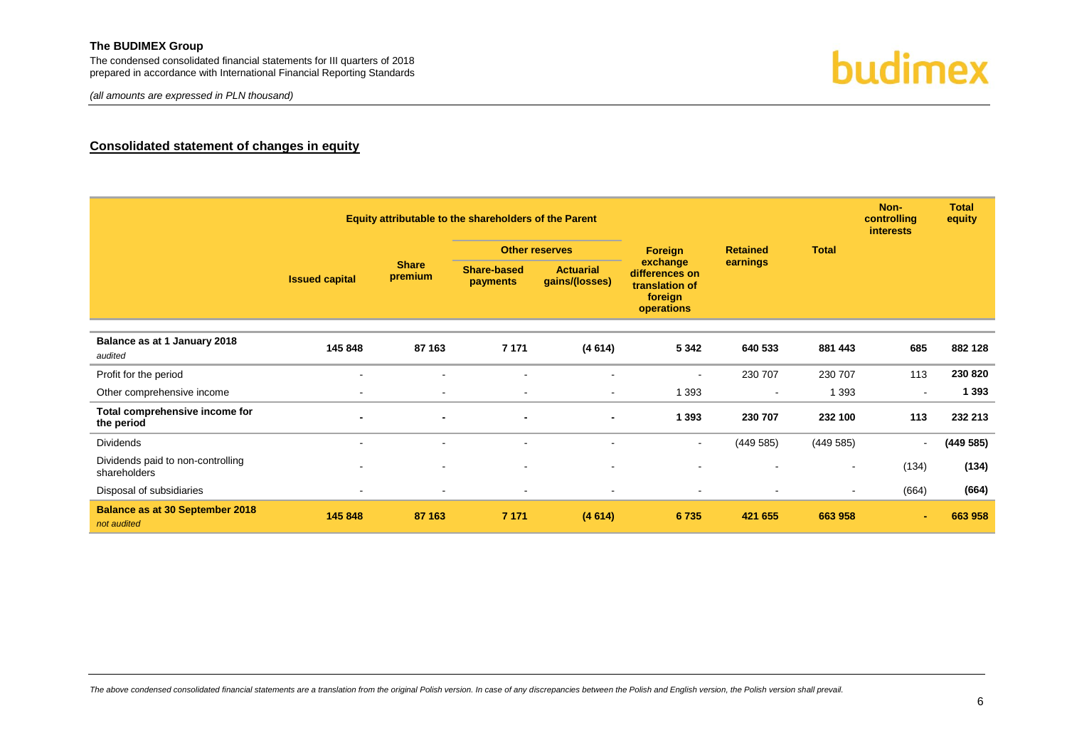## Consolidated statement of changes in equity

| | Equity attributable to the shareholders of the Parent | | | | | | | Non-controlling interests | Total equity |
|---|---|---|---|---|---|---|---|---|---|
| | | | Other reserves | | | | | | |
| | Issued capital | Share premium | Share-based payments | Actuarial gains/(losses) | Foreign exchange differences on translation of foreign operations | Retained earnings | Total | | |
| **Balance as at 1 January 2018** *audited* | **145 848** | **87 163** | **7 171** | **(4 614)** | **5 342** | **640 533** | **881 443** | **685** | **882 128** |
| Profit for the period | - | - | - | - | - | 230 707 | 230 707 | 113 | **230 820** |
| Other comprehensive income | - | - | - | - | 1 393 | - | 1 393 | - | **1 393** |
| **Total comprehensive income for the period** | **-** | **-** | **-** | **-** | **1 393** | **230 707** | **232 100** | **113** | **232 213** |
| Dividends | - | - | - | - | - | (449 585) | (449 585) | - | **(449 585)** |
| Dividends paid to non-controlling shareholders | - | - | - | - | - | - | - | (134) | **(134)** |
| Disposal of subsidiaries | - | - | - | - | - | - | - | (664) | **(664)** |
| **Balance as at 30 September 2018** *not audited* | **145 848** | **87 163** | **7 171** | **(4 614)** | **6 735** | **421 655** | **663 958** | **-** | **663 958** |

*The above condensed consolidated financial statements are a translation from the original Polish version. In case of any discrepancies between the Polish and English version, the Polish version shall prevail.*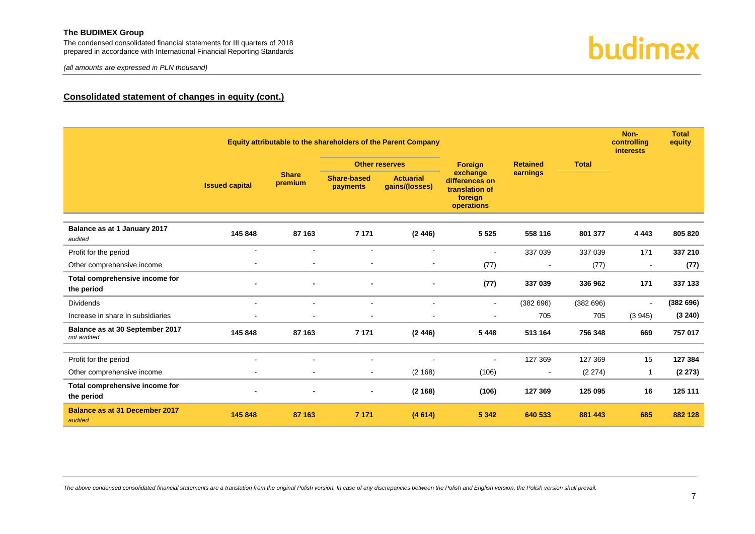## Consolidated statement of changes in equity (cont.)

| | Equity attributable to the shareholders of the Parent Company | | | | | | | Non-controlling interests | Total equity |
|---|---|---|---|---|---|---|---|---|---|
| | | | Other reserves | | Foreign exchange differences on translation of foreign operations | Retained earnings | Total | | |
| | Issued capital | Share premium | Share-based payments | Actuarial gains/(losses) | | | | | |
| **Balance as at 1 January 2017** *audited* | **145 848** | **87 163** | **7 171** | **(2 446)** | **5 525** | **558 116** | **801 377** | **4 443** | **805 820** |
| Profit for the period | - | - | - | - | - | 337 039 | 337 039 | 171 | **337 210** |
| Other comprehensive income | - | - | - | - | (77) | - | (77) | - | **(77)** |
| **Total comprehensive income for the period** | **-** | **-** | **-** | **-** | **(77)** | **337 039** | **336 962** | **171** | **337 133** |
| Dividends | - | - | - | - | - | (382 696) | (382 696) | - | **(382 696)** |
| Increase in share in subsidiaries | - | - | - | - | - | 705 | 705 | (3 945) | **(3 240)** |
| **Balance as at 30 September 2017** *not audited* | **145 848** | **87 163** | **7 171** | **(2 446)** | **5 448** | **513 164** | **756 348** | **669** | **757 017** |
| Profit for the period | - | - | - | - | - | 127 369 | 127 369 | 15 | **127 384** |
| Other comprehensive income | - | - | - | (2 168) | (106) | - | (2 274) | 1 | **(2 273)** |
| **Total comprehensive income for the period** | **-** | **-** | **-** | **(2 168)** | **(106)** | **127 369** | **125 095** | **16** | **125 111** |
| **Balance as at 31 December 2017** *audited* | **145 848** | **87 163** | **7 171** | **(4 614)** | **5 342** | **640 533** | **881 443** | **685** | **882 128** |

*The above condensed consolidated financial statements are a translation from the original Polish version. In case of any discrepancies between the Polish and English version, the Polish version shall prevail.*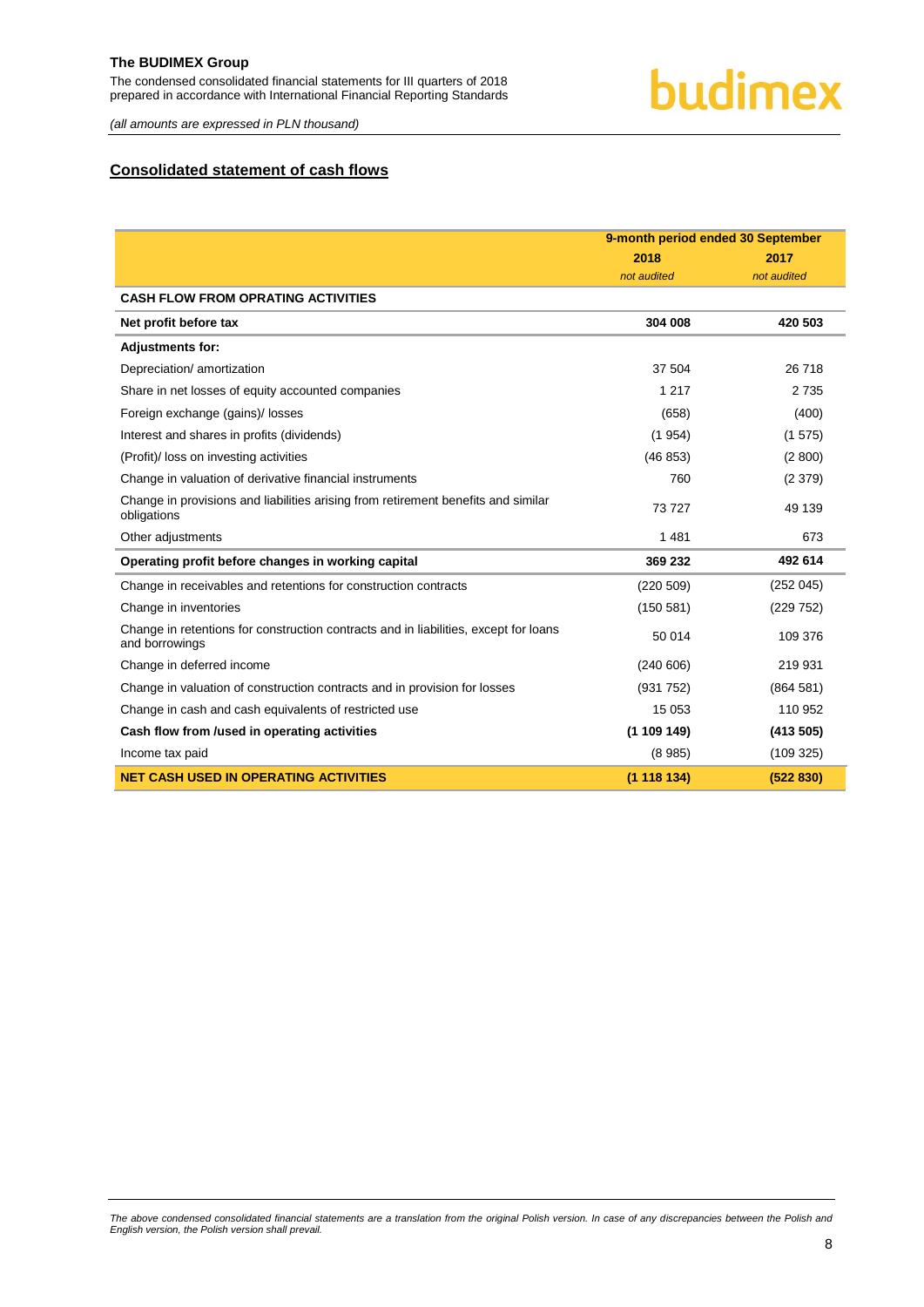## Consolidated statement of cash flows

| | 9-month period ended 30 September | |
|---|---|---|
| | 2018 | 2017 |
| | *not audited* | *not audited* |
| **CASH FLOW FROM OPRATING ACTIVITIES** | | |
| **Net profit before tax** | **304 008** | **420 503** |
| **Adjustments for:** | | |
| Depreciation/ amortization | 37 504 | 26 718 |
| Share in net losses of equity accounted companies | 1 217 | 2 735 |
| Foreign exchange (gains)/ losses | (658) | (400) |
| Interest and shares in profits (dividends) | (1 954) | (1 575) |
| (Profit)/ loss on investing activities | (46 853) | (2 800) |
| Change in valuation of derivative financial instruments | 760 | (2 379) |
| Change in provisions and liabilities arising from retirement benefits and similar obligations | 73 727 | 49 139 |
| Other adjustments | 1 481 | 673 |
| **Operating profit before changes in working capital** | **369 232** | **492 614** |
| Change in receivables and retentions for construction contracts | (220 509) | (252 045) |
| Change in inventories | (150 581) | (229 752) |
| Change in retentions for construction contracts and in liabilities, except for loans and borrowings | 50 014 | 109 376 |
| Change in deferred income | (240 606) | 219 931 |
| Change in valuation of construction contracts and in provision for losses | (931 752) | (864 581) |
| Change in cash and cash equivalents of restricted use | 15 053 | 110 952 |
| **Cash flow from /used in operating activities** | **(1 109 149)** | **(413 505)** |
| Income tax paid | (8 985) | (109 325) |
| **NET CASH USED IN OPERATING ACTIVITIES** | **(1 118 134)** | **(522 830)** |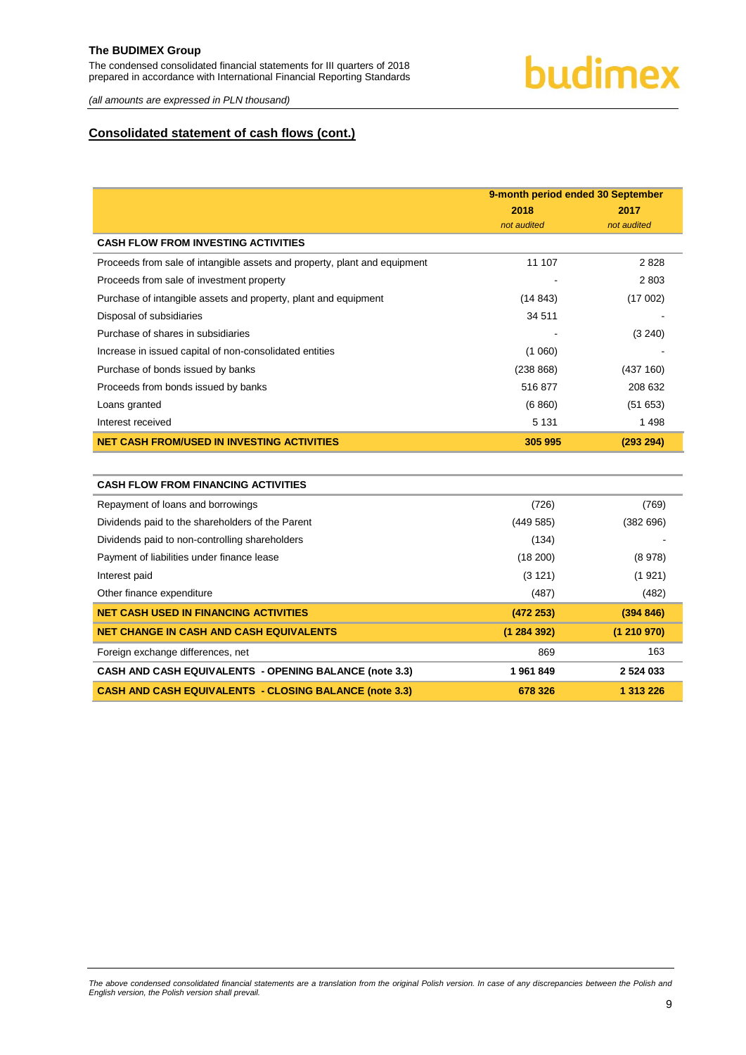## Consolidated statement of cash flows (cont.)

| | 9-month period ended 30 September | |
|---|---|---|
| | 2018 | 2017 |
| | *not audited* | *not audited* |
| **CASH FLOW FROM INVESTING ACTIVITIES** | | |
| Proceeds from sale of intangible assets and property, plant and equipment | 11 107 | 2 828 |
| Proceeds from sale of investment property | - | 2 803 |
| Purchase of intangible assets and property, plant and equipment | (14 843) | (17 002) |
| Disposal of subsidiaries | 34 511 | - |
| Purchase of shares in subsidiaries | - | (3 240) |
| Increase in issued capital of non-consolidated entities | (1 060) | - |
| Purchase of bonds issued by banks | (238 868) | (437 160) |
| Proceeds from bonds issued by banks | 516 877 | 208 632 |
| Loans granted | (6 860) | (51 653) |
| Interest received | 5 131 | 1 498 |
| **NET CASH FROM/USED IN INVESTING ACTIVITIES** | **305 995** | **(293 294)** |
| | | |
| **CASH FLOW FROM FINANCING ACTIVITIES** | | |
| Repayment of loans and borrowings | (726) | (769) |
| Dividends paid to the shareholders of the Parent | (449 585) | (382 696) |
| Dividends paid to non-controlling shareholders | (134) | - |
| Payment of liabilities under finance lease | (18 200) | (8 978) |
| Interest paid | (3 121) | (1 921) |
| Other finance expenditure | (487) | (482) |
| **NET CASH USED IN FINANCING ACTIVITIES** | **(472 253)** | **(394 846)** |
| **NET CHANGE IN CASH AND CASH EQUIVALENTS** | **(1 284 392)** | **(1 210 970)** |
| Foreign exchange differences, net | 869 | 163 |
| **CASH AND CASH EQUIVALENTS - OPENING BALANCE (note 3.3)** | **1 961 849** | **2 524 033** |
| **CASH AND CASH EQUIVALENTS - CLOSING BALANCE (note 3.3)** | **678 326** | **1 313 226** |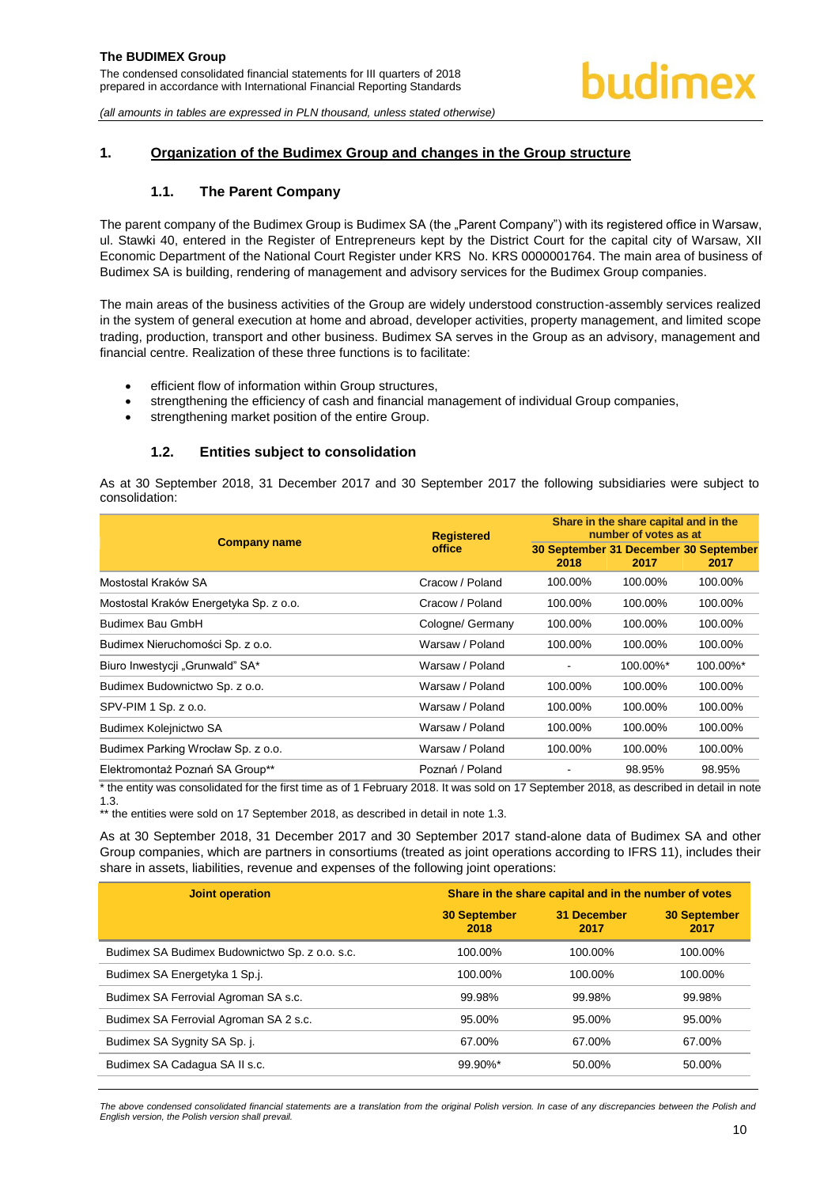## 1. Organization of the Budimex Group and changes in the Group structure

### 1.1. The Parent Company

The parent company of the Budimex Group is Budimex SA (the „Parent Company") with its registered office in Warsaw, ul. Stawki 40, entered in the Register of Entrepreneurs kept by the District Court for the capital city of Warsaw, XII Economic Department of the National Court Register under KRS No. KRS 0000001764. The main area of business of Budimex SA is building, rendering of management and advisory services for the Budimex Group companies.

The main areas of the business activities of the Group are widely understood construction-assembly services realized in the system of general execution at home and abroad, developer activities, property management, and limited scope trading, production, transport and other business. Budimex SA serves in the Group as an advisory, management and financial centre. Realization of these three functions is to facilitate:

- efficient flow of information within Group structures,
- strengthening the efficiency of cash and financial management of individual Group companies,
- strengthening market position of the entire Group.

### 1.2. Entities subject to consolidation

As at 30 September 2018, 31 December 2017 and 30 September 2017 the following subsidiaries were subject to consolidation:

| Company name | Registered office | Share in the share capital and in the number of votes as at | | |
|---|---|---|---|---|
| | | 30 September 2018 | 31 December 2017 | 30 September 2017 |
| Mostostal Kraków SA | Cracow / Poland | 100.00% | 100.00% | 100.00% |
| Mostostal Kraków Energetyka Sp. z o.o. | Cracow / Poland | 100.00% | 100.00% | 100.00% |
| Budimex Bau GmbH | Cologne/ Germany | 100.00% | 100.00% | 100.00% |
| Budimex Nieruchomości Sp. z o.o. | Warsaw / Poland | 100.00% | 100.00% | 100.00% |
| Biuro Inwestycji „Grunwald" SA* | Warsaw / Poland | - | 100.00%* | 100.00%* |
| Budimex Budownictwo Sp. z o.o. | Warsaw / Poland | 100.00% | 100.00% | 100.00% |
| SPV-PIM 1 Sp. z o.o. | Warsaw / Poland | 100.00% | 100.00% | 100.00% |
| Budimex Kolejnictwo SA | Warsaw / Poland | 100.00% | 100.00% | 100.00% |
| Budimex Parking Wrocław Sp. z o.o. | Warsaw / Poland | 100.00% | 100.00% | 100.00% |
| Elektromontaż Poznań SA Group** | Poznań / Poland | - | 98.95% | 98.95% |

\* the entity was consolidated for the first time as of 1 February 2018. It was sold on 17 September 2018, as described in detail in note 1.3.

\** the entities were sold on 17 September 2018, as described in detail in note 1.3.

As at 30 September 2018, 31 December 2017 and 30 September 2017 stand-alone data of Budimex SA and other Group companies, which are partners in consortiums (treated as joint operations according to IFRS 11), includes their share in assets, liabilities, revenue and expenses of the following joint operations:

| Joint operation | Share in the share capital and in the number of votes | | |
|---|---|---|---|
| | 30 September 2018 | 31 December 2017 | 30 September 2017 |
| Budimex SA Budimex Budownictwo Sp. z o.o. s.c. | 100.00% | 100.00% | 100.00% |
| Budimex SA Energetyka 1 Sp.j. | 100.00% | 100.00% | 100.00% |
| Budimex SA Ferrovial Agroman SA s.c. | 99.98% | 99.98% | 99.98% |
| Budimex SA Ferrovial Agroman SA 2 s.c. | 95.00% | 95.00% | 95.00% |
| Budimex SA Sygnity SA Sp. j. | 67.00% | 67.00% | 67.00% |
| Budimex SA Cadagua SA II s.c. | 99.90%* | 50.00% | 50.00% |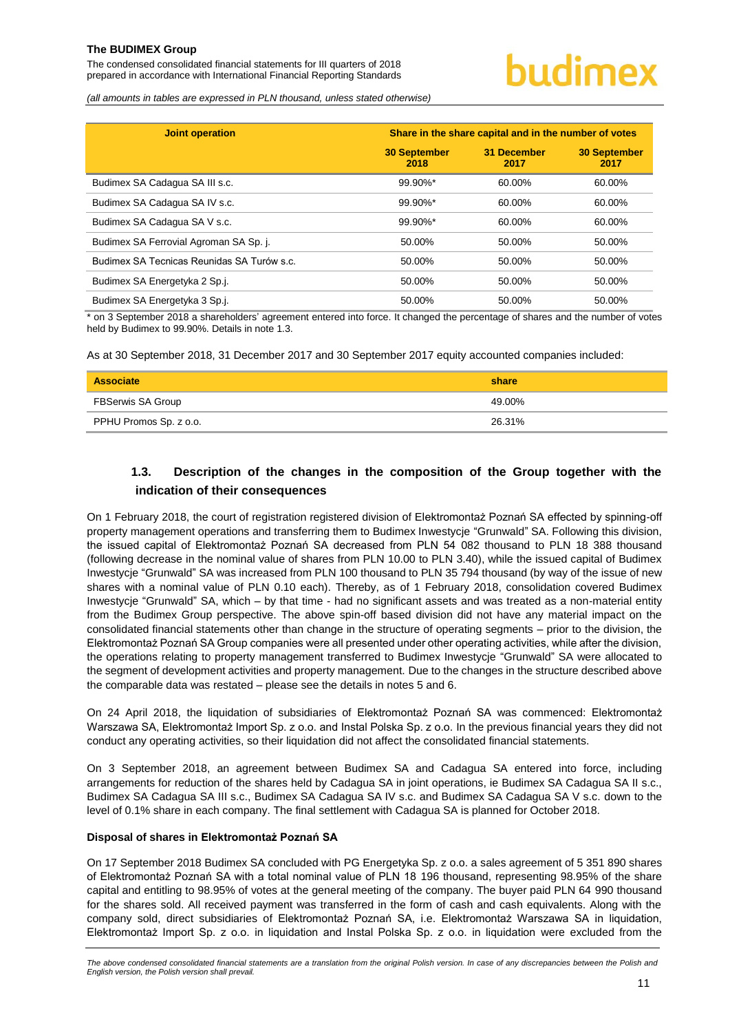| Joint operation | Share in the share capital and in the number of votes | | |
|---|---|---|---|
| | 30 September 2018 | 31 December 2017 | 30 September 2017 |
| Budimex SA Cadagua SA III s.c. | 99.90%* | 60.00% | 60.00% |
| Budimex SA Cadagua SA IV s.c. | 99.90%* | 60.00% | 60.00% |
| Budimex SA Cadagua SA V s.c. | 99.90%* | 60.00% | 60.00% |
| Budimex SA Ferrovial Agroman SA Sp. j. | 50.00% | 50.00% | 50.00% |
| Budimex SA Tecnicas Reunidas SA Turów s.c. | 50.00% | 50.00% | 50.00% |
| Budimex SA Energetyka 2 Sp.j. | 50.00% | 50.00% | 50.00% |
| Budimex SA Energetyka 3 Sp.j. | 50.00% | 50.00% | 50.00% |

* on 3 September 2018 a shareholders' agreement entered into force. It changed the percentage of shares and the number of votes held by Budimex to 99.90%. Details in note 1.3.

As at 30 September 2018, 31 December 2017 and 30 September 2017 equity accounted companies included:

| Associate | share |
|---|---|
| FBSerwis SA Group | 49.00% |
| PPHU Promos Sp. z o.o. | 26.31% |

## 1.3. Description of the changes in the composition of the Group together with the indication of their consequences

On 1 February 2018, the court of registration registered division of Elektromontaż Poznań SA effected by spinning-off property management operations and transferring them to Budimex Inwestycje "Grunwald" SA. Following this division, the issued capital of Elektromontaż Poznań SA decreased from PLN 54 082 thousand to PLN 18 388 thousand (following decrease in the nominal value of shares from PLN 10.00 to PLN 3.40), while the issued capital of Budimex Inwestycje "Grunwald" SA was increased from PLN 100 thousand to PLN 35 794 thousand (by way of the issue of new shares with a nominal value of PLN 0.10 each). Thereby, as of 1 February 2018, consolidation covered Budimex Inwestycje "Grunwald" SA, which – by that time - had no significant assets and was treated as a non-material entity from the Budimex Group perspective. The above spin-off based division did not have any material impact on the consolidated financial statements other than change in the structure of operating segments – prior to the division, the Elektromontaż Poznań SA Group companies were all presented under other operating activities, while after the division, the operations relating to property management transferred to Budimex Inwestycje "Grunwald" SA were allocated to the segment of development activities and property management. Due to the changes in the structure described above the comparable data was restated – please see the details in notes 5 and 6.

On 24 April 2018, the liquidation of subsidiaries of Elektromontaż Poznań SA was commenced: Elektromontaż Warszawa SA, Elektromontaż Import Sp. z o.o. and Instal Polska Sp. z o.o. In the previous financial years they did not conduct any operating activities, so their liquidation did not affect the consolidated financial statements.

On 3 September 2018, an agreement between Budimex SA and Cadagua SA entered into force, including arrangements for reduction of the shares held by Cadagua SA in joint operations, ie Budimex SA Cadagua SA II s.c., Budimex SA Cadagua SA III s.c., Budimex SA Cadagua SA IV s.c. and Budimex SA Cadagua SA V s.c. down to the level of 0.1% share in each company. The final settlement with Cadagua SA is planned for October 2018.

**Disposal of shares in Elektromontaż Poznań SA**

On 17 September 2018 Budimex SA concluded with PG Energetyka Sp. z o.o. a sales agreement of 5 351 890 shares of Elektromontaż Poznań SA with a total nominal value of PLN 18 196 thousand, representing 98.95% of the share capital and entitling to 98.95% of votes at the general meeting of the company. The buyer paid PLN 64 990 thousand for the shares sold. All received payment was transferred in the form of cash and cash equivalents. Along with the company sold, direct subsidiaries of Elektromontaż Poznań SA, i.e. Elektromontaż Warszawa SA in liquidation, Elektromontaż Import Sp. z o.o. in liquidation and Instal Polska Sp. z o.o. in liquidation were excluded from the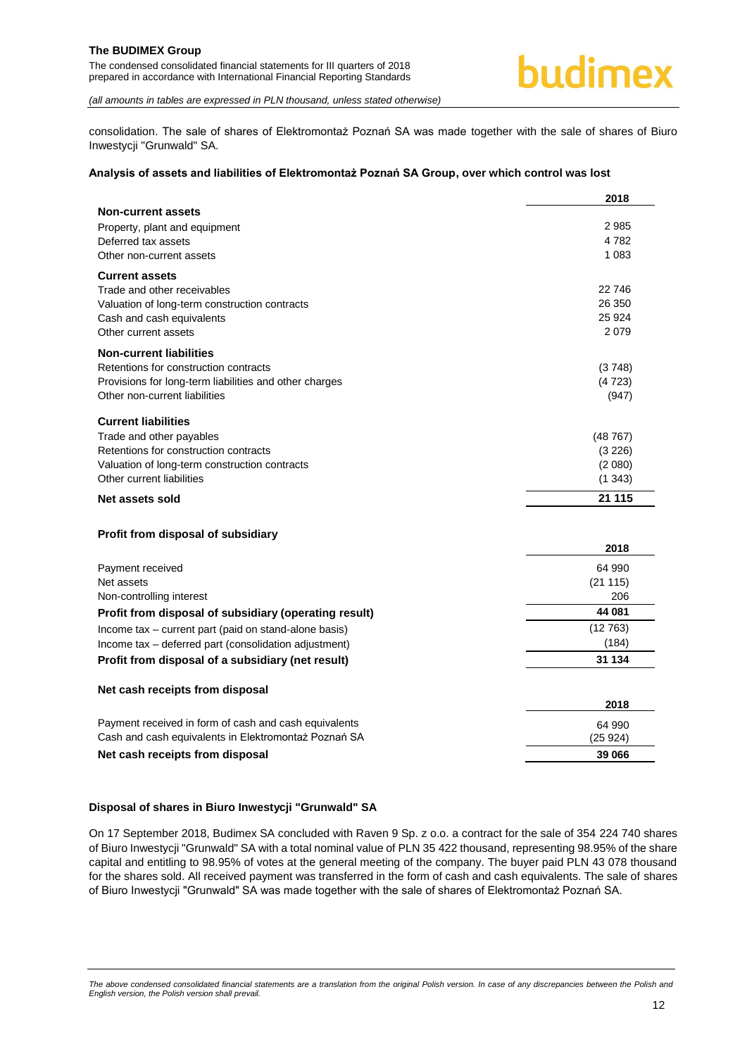consolidation. The sale of shares of Elektromontaż Poznań SA was made together with the sale of shares of Biuro Inwestycji "Grunwald" SA.

**Analysis of assets and liabilities of Elektromontaż Poznań SA Group, over which control was lost**

| | 2018 |
|---|---|
| **Non-current assets** | |
| Property, plant and equipment | 2 985 |
| Deferred tax assets | 4 782 |
| Other non-current assets | 1 083 |
| **Current assets** | |
| Trade and other receivables | 22 746 |
| Valuation of long-term construction contracts | 26 350 |
| Cash and cash equivalents | 25 924 |
| Other current assets | 2 079 |
| **Non-current liabilities** | |
| Retentions for construction contracts | (3 748) |
| Provisions for long-term liabilities and other charges | (4 723) |
| Other non-current liabilities | (947) |
| **Current liabilities** | |
| Trade and other payables | (48 767) |
| Retentions for construction contracts | (3 226) |
| Valuation of long-term construction contracts | (2 080) |
| Other current liabilities | (1 343) |
| **Net assets sold** | **21 115** |

**Profit from disposal of subsidiary**

| | 2018 |
|---|---|
| Payment received | 64 990 |
| Net assets | (21 115) |
| Non-controlling interest | 206 |
| **Profit from disposal of subsidiary (operating result)** | **44 081** |
| Income tax – current part (paid on stand-alone basis) | (12 763) |
| Income tax – deferred part (consolidation adjustment) | (184) |
| **Profit from disposal of a subsidiary (net result)** | **31 134** |

**Net cash receipts from disposal**

| | 2018 |
|---|---|
| Payment received in form of cash and cash equivalents | 64 990 |
| Cash and cash equivalents in Elektromontaż Poznań SA | (25 924) |
| **Net cash receipts from disposal** | **39 066** |

**Disposal of shares in Biuro Inwestycji "Grunwald" SA**

On 17 September 2018, Budimex SA concluded with Raven 9 Sp. z o.o. a contract for the sale of 354 224 740 shares of Biuro Inwestycji "Grunwald" SA with a total nominal value of PLN 35 422 thousand, representing 98.95% of the share capital and entitling to 98.95% of votes at the general meeting of the company. The buyer paid PLN 43 078 thousand for the shares sold. All received payment was transferred in the form of cash and cash equivalents. The sale of shares of Biuro Inwestycji "Grunwald" SA was made together with the sale of shares of Elektromontaż Poznań SA.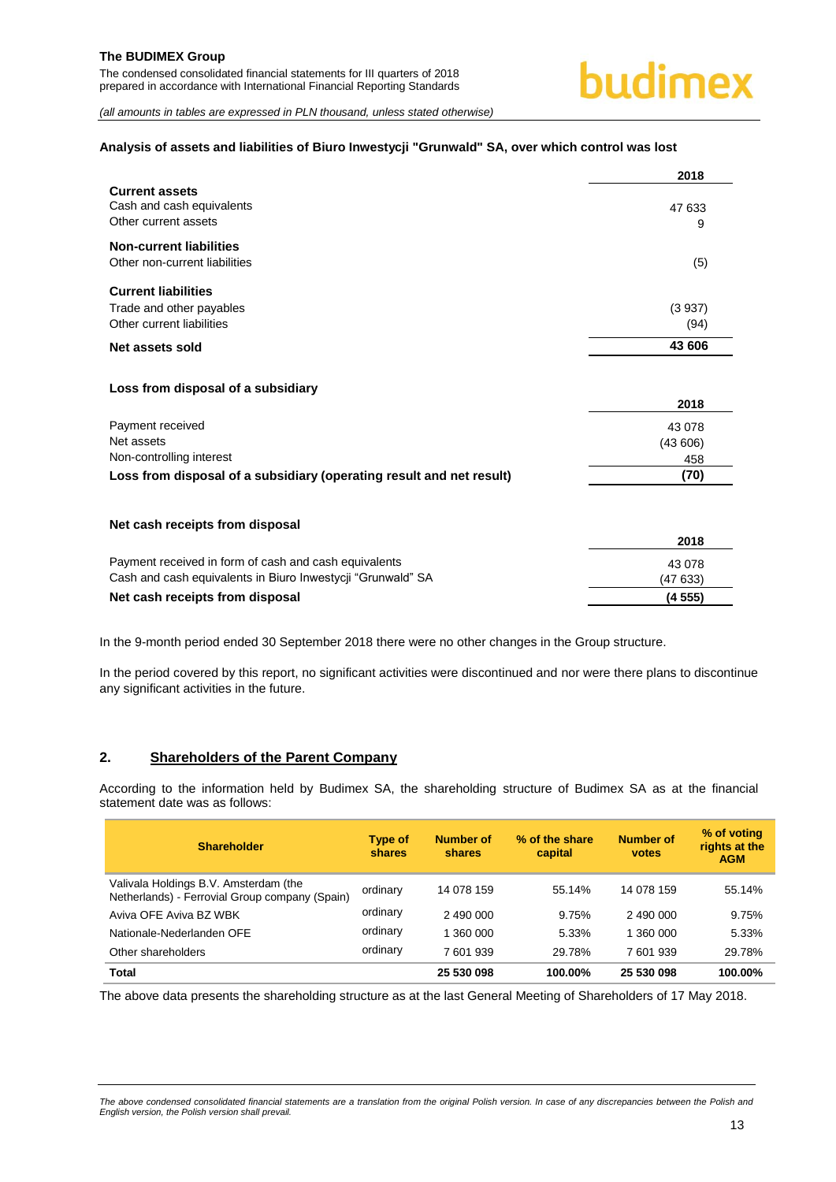**Analysis of assets and liabilities of Biuro Inwestycji "Grunwald" SA, over which control was lost**

| | 2018 |
|---|---|
| **Current assets** | |
| Cash and cash equivalents | 47 633 |
| Other current assets | 9 |
| **Non-current liabilities** | |
| Other non-current liabilities | (5) |
| **Current liabilities** | |
| Trade and other payables | (3 937) |
| Other current liabilities | (94) |
| **Net assets sold** | **43 606** |

**Loss from disposal of a subsidiary**

| | 2018 |
|---|---|
| Payment received | 43 078 |
| Net assets | (43 606) |
| Non-controlling interest | 458 |
| **Loss from disposal of a subsidiary (operating result and net result)** | **(70)** |

**Net cash receipts from disposal**

| | 2018 |
|---|---|
| Payment received in form of cash and cash equivalents | 43 078 |
| Cash and cash equivalents in Biuro Inwestycji "Grunwald" SA | (47 633) |
| **Net cash receipts from disposal** | **(4 555)** |

In the 9-month period ended 30 September 2018 there were no other changes in the Group structure.

In the period covered by this report, no significant activities were discontinued and nor were there plans to discontinue any significant activities in the future.

## 2. Shareholders of the Parent Company

According to the information held by Budimex SA, the shareholding structure of Budimex SA as at the financial statement date was as follows:

| Shareholder | Type of shares | Number of shares | % of the share capital | Number of votes | % of voting rights at the AGM |
|---|---|---|---|---|---|
| Valivala Holdings B.V. Amsterdam (the Netherlands) - Ferrovial Group company (Spain) | ordinary | 14 078 159 | 55.14% | 14 078 159 | 55.14% |
| Aviva OFE Aviva BZ WBK | ordinary | 2 490 000 | 9.75% | 2 490 000 | 9.75% |
| Nationale-Nederlanden OFE | ordinary | 1 360 000 | 5.33% | 1 360 000 | 5.33% |
| Other shareholders | ordinary | 7 601 939 | 29.78% | 7 601 939 | 29.78% |
| **Total** | | **25 530 098** | **100.00%** | **25 530 098** | **100.00%** |

The above data presents the shareholding structure as at the last General Meeting of Shareholders of 17 May 2018.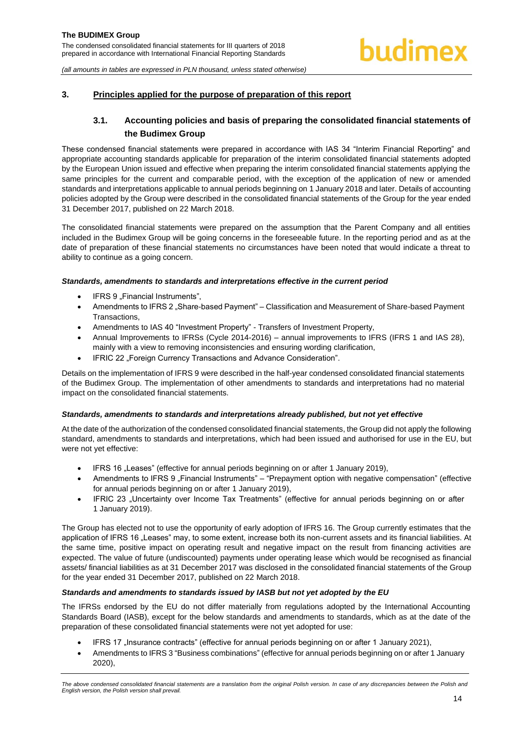## 3. Principles applied for the purpose of preparation of this report

### 3.1. Accounting policies and basis of preparing the consolidated financial statements of the Budimex Group

These condensed financial statements were prepared in accordance with IAS 34 "Interim Financial Reporting" and appropriate accounting standards applicable for preparation of the interim consolidated financial statements adopted by the European Union issued and effective when preparing the interim consolidated financial statements applying the same principles for the current and comparable period, with the exception of the application of new or amended standards and interpretations applicable to annual periods beginning on 1 January 2018 and later. Details of accounting policies adopted by the Group were described in the consolidated financial statements of the Group for the year ended 31 December 2017, published on 22 March 2018.

The consolidated financial statements were prepared on the assumption that the Parent Company and all entities included in the Budimex Group will be going concerns in the foreseeable future. In the reporting period and as at the date of preparation of these financial statements no circumstances have been noted that would indicate a threat to ability to continue as a going concern.

***Standards, amendments to standards and interpretations effective in the current period***

- IFRS 9 „Financial Instruments",
- Amendments to IFRS 2 „Share-based Payment" – Classification and Measurement of Share-based Payment Transactions,
- Amendments to IAS 40 "Investment Property" - Transfers of Investment Property,
- Annual Improvements to IFRSs (Cycle 2014-2016) – annual improvements to IFRS (IFRS 1 and IAS 28), mainly with a view to removing inconsistencies and ensuring wording clarification,
- IFRIC 22 „Foreign Currency Transactions and Advance Consideration".

Details on the implementation of IFRS 9 were described in the half-year condensed consolidated financial statements of the Budimex Group. The implementation of other amendments to standards and interpretations had no material impact on the consolidated financial statements.

***Standards, amendments to standards and interpretations already published, but not yet effective***

At the date of the authorization of the condensed consolidated financial statements, the Group did not apply the following standard, amendments to standards and interpretations, which had been issued and authorised for use in the EU, but were not yet effective:

- IFRS 16 „Leases" (effective for annual periods beginning on or after 1 January 2019),
- Amendments to IFRS 9 „Financial Instruments" – "Prepayment option with negative compensation" (effective for annual periods beginning on or after 1 January 2019),
- IFRIC 23 „Uncertainty over Income Tax Treatments" (effective for annual periods beginning on or after 1 January 2019).

The Group has elected not to use the opportunity of early adoption of IFRS 16. The Group currently estimates that the application of IFRS 16 „Leases" may, to some extent, increase both its non-current assets and its financial liabilities. At the same time, positive impact on operating result and negative impact on the result from financing activities are expected. The value of future (undiscounted) payments under operating lease which would be recognised as financial assets/ financial liabilities as at 31 December 2017 was disclosed in the consolidated financial statements of the Group for the year ended 31 December 2017, published on 22 March 2018.

***Standards and amendments to standards issued by IASB but not yet adopted by the EU***

The IFRSs endorsed by the EU do not differ materially from regulations adopted by the International Accounting Standards Board (IASB), except for the below standards and amendments to standards, which as at the date of the preparation of these consolidated financial statements were not yet adopted for use:

- IFRS 17 „Insurance contracts" (effective for annual periods beginning on or after 1 January 2021),
- Amendments to IFRS 3 "Business combinations" (effective for annual periods beginning on or after 1 January 2020),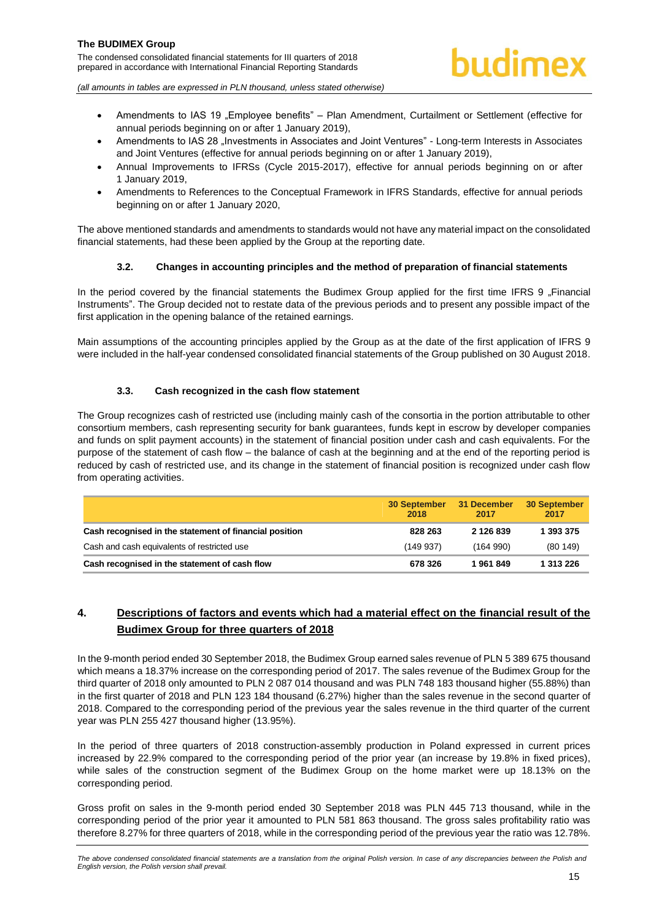- Amendments to IAS 19 „Employee benefits" – Plan Amendment, Curtailment or Settlement (effective for annual periods beginning on or after 1 January 2019),
- Amendments to IAS 28 „Investments in Associates and Joint Ventures" - Long-term Interests in Associates and Joint Ventures (effective for annual periods beginning on or after 1 January 2019),
- Annual Improvements to IFRSs (Cycle 2015-2017), effective for annual periods beginning on or after 1 January 2019,
- Amendments to References to the Conceptual Framework in IFRS Standards, effective for annual periods beginning on or after 1 January 2020,

The above mentioned standards and amendments to standards would not have any material impact on the consolidated financial statements, had these been applied by the Group at the reporting date.

### 3.2. Changes in accounting principles and the method of preparation of financial statements

In the period covered by the financial statements the Budimex Group applied for the first time IFRS 9 „Financial Instruments". The Group decided not to restate data of the previous periods and to present any possible impact of the first application in the opening balance of the retained earnings.

Main assumptions of the accounting principles applied by the Group as at the date of the first application of IFRS 9 were included in the half-year condensed consolidated financial statements of the Group published on 30 August 2018.

### 3.3. Cash recognized in the cash flow statement

The Group recognizes cash of restricted use (including mainly cash of the consortia in the portion attributable to other consortium members, cash representing security for bank guarantees, funds kept in escrow by developer companies and funds on split payment accounts) in the statement of financial position under cash and cash equivalents. For the purpose of the statement of cash flow – the balance of cash at the beginning and at the end of the reporting period is reduced by cash of restricted use, and its change in the statement of financial position is recognized under cash flow from operating activities.

| | 30 September 2018 | 31 December 2017 | 30 September 2017 |
|---|---|---|---|
| **Cash recognised in the statement of financial position** | **828 263** | **2 126 839** | **1 393 375** |
| Cash and cash equivalents of restricted use | (149 937) | (164 990) | (80 149) |
| **Cash recognised in the statement of cash flow** | **678 326** | **1 961 849** | **1 313 226** |

## 4. Descriptions of factors and events which had a material effect on the financial result of the Budimex Group for three quarters of 2018

In the 9-month period ended 30 September 2018, the Budimex Group earned sales revenue of PLN 5 389 675 thousand which means a 18.37% increase on the corresponding period of 2017. The sales revenue of the Budimex Group for the third quarter of 2018 only amounted to PLN 2 087 014 thousand and was PLN 748 183 thousand higher (55.88%) than in the first quarter of 2018 and PLN 123 184 thousand (6.27%) higher than the sales revenue in the second quarter of 2018. Compared to the corresponding period of the previous year the sales revenue in the third quarter of the current year was PLN 255 427 thousand higher (13.95%).

In the period of three quarters of 2018 construction-assembly production in Poland expressed in current prices increased by 22.9% compared to the corresponding period of the prior year (an increase by 19.8% in fixed prices), while sales of the construction segment of the Budimex Group on the home market were up 18.13% on the corresponding period.

Gross profit on sales in the 9-month period ended 30 September 2018 was PLN 445 713 thousand, while in the corresponding period of the prior year it amounted to PLN 581 863 thousand. The gross sales profitability ratio was therefore 8.27% for three quarters of 2018, while in the corresponding period of the previous year the ratio was 12.78%.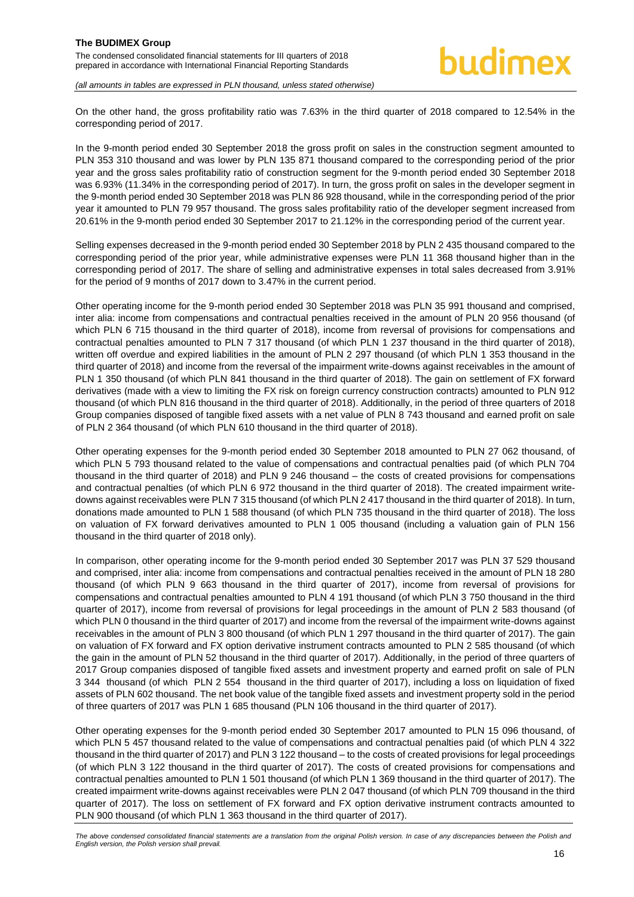On the other hand, the gross profitability ratio was 7.63% in the third quarter of 2018 compared to 12.54% in the corresponding period of 2017.

In the 9-month period ended 30 September 2018 the gross profit on sales in the construction segment amounted to PLN 353 310 thousand and was lower by PLN 135 871 thousand compared to the corresponding period of the prior year and the gross sales profitability ratio of construction segment for the 9-month period ended 30 September 2018 was 6.93% (11.34% in the corresponding period of 2017). In turn, the gross profit on sales in the developer segment in the 9-month period ended 30 September 2018 was PLN 86 928 thousand, while in the corresponding period of the prior year it amounted to PLN 79 957 thousand. The gross sales profitability ratio of the developer segment increased from 20.61% in the 9-month period ended 30 September 2017 to 21.12% in the corresponding period of the current year.

Selling expenses decreased in the 9-month period ended 30 September 2018 by PLN 2 435 thousand compared to the corresponding period of the prior year, while administrative expenses were PLN 11 368 thousand higher than in the corresponding period of 2017. The share of selling and administrative expenses in total sales decreased from 3.91% for the period of 9 months of 2017 down to 3.47% in the current period.

Other operating income for the 9-month period ended 30 September 2018 was PLN 35 991 thousand and comprised, inter alia: income from compensations and contractual penalties received in the amount of PLN 20 956 thousand (of which PLN 6 715 thousand in the third quarter of 2018), income from reversal of provisions for compensations and contractual penalties amounted to PLN 7 317 thousand (of which PLN 1 237 thousand in the third quarter of 2018), written off overdue and expired liabilities in the amount of PLN 2 297 thousand (of which PLN 1 353 thousand in the third quarter of 2018) and income from the reversal of the impairment write-downs against receivables in the amount of PLN 1 350 thousand (of which PLN 841 thousand in the third quarter of 2018). The gain on settlement of FX forward derivatives (made with a view to limiting the FX risk on foreign currency construction contracts) amounted to PLN 912 thousand (of which PLN 816 thousand in the third quarter of 2018). Additionally, in the period of three quarters of 2018 Group companies disposed of tangible fixed assets with a net value of PLN 8 743 thousand and earned profit on sale of PLN 2 364 thousand (of which PLN 610 thousand in the third quarter of 2018).

Other operating expenses for the 9-month period ended 30 September 2018 amounted to PLN 27 062 thousand, of which PLN 5 793 thousand related to the value of compensations and contractual penalties paid (of which PLN 704 thousand in the third quarter of 2018) and PLN 9 246 thousand – the costs of created provisions for compensations and contractual penalties (of which PLN 6 972 thousand in the third quarter of 2018). The created impairment write-downs against receivables were PLN 7 315 thousand (of which PLN 2 417 thousand in the third quarter of 2018). In turn, donations made amounted to PLN 1 588 thousand (of which PLN 735 thousand in the third quarter of 2018). The loss on valuation of FX forward derivatives amounted to PLN 1 005 thousand (including a valuation gain of PLN 156 thousand in the third quarter of 2018 only).

In comparison, other operating income for the 9-month period ended 30 September 2017 was PLN 37 529 thousand and comprised, inter alia: income from compensations and contractual penalties received in the amount of PLN 18 280 thousand (of which PLN 9 663 thousand in the third quarter of 2017), income from reversal of provisions for compensations and contractual penalties amounted to PLN 4 191 thousand (of which PLN 3 750 thousand in the third quarter of 2017), income from reversal of provisions for legal proceedings in the amount of PLN 2 583 thousand (of which PLN 0 thousand in the third quarter of 2017) and income from the reversal of the impairment write-downs against receivables in the amount of PLN 3 800 thousand (of which PLN 1 297 thousand in the third quarter of 2017). The gain on valuation of FX forward and FX option derivative instrument contracts amounted to PLN 2 585 thousand (of which the gain in the amount of PLN 52 thousand in the third quarter of 2017). Additionally, in the period of three quarters of 2017 Group companies disposed of tangible fixed assets and investment property and earned profit on sale of PLN 3 344 thousand (of which PLN 2 554 thousand in the third quarter of 2017), including a loss on liquidation of fixed assets of PLN 602 thousand. The net book value of the tangible fixed assets and investment property sold in the period of three quarters of 2017 was PLN 1 685 thousand (PLN 106 thousand in the third quarter of 2017).

Other operating expenses for the 9-month period ended 30 September 2017 amounted to PLN 15 096 thousand, of which PLN 5 457 thousand related to the value of compensations and contractual penalties paid (of which PLN 4 322 thousand in the third quarter of 2017) and PLN 3 122 thousand – to the costs of created provisions for legal proceedings (of which PLN 3 122 thousand in the third quarter of 2017). The costs of created provisions for compensations and contractual penalties amounted to PLN 1 501 thousand (of which PLN 1 369 thousand in the third quarter of 2017). The created impairment write-downs against receivables were PLN 2 047 thousand (of which PLN 709 thousand in the third quarter of 2017). The loss on settlement of FX forward and FX option derivative instrument contracts amounted to PLN 900 thousand (of which PLN 1 363 thousand in the third quarter of 2017).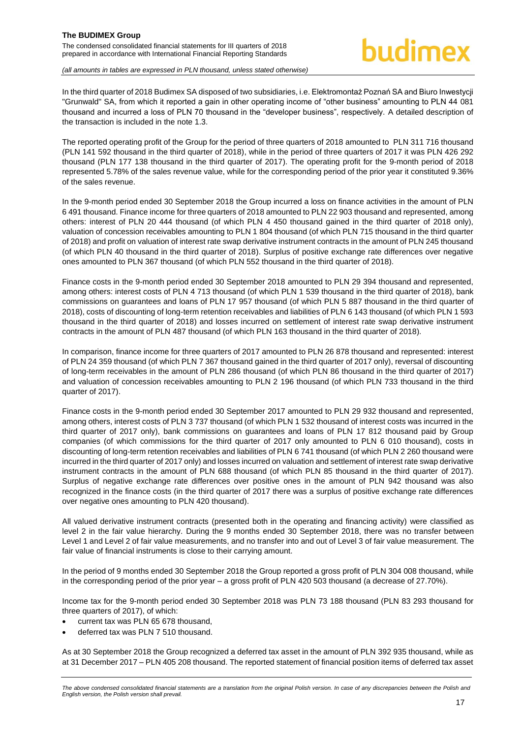In the third quarter of 2018 Budimex SA disposed of two subsidiaries, i.e. Elektromontaż Poznań SA and Biuro Inwestycji "Grunwald" SA, from which it reported a gain in other operating income of "other business" amounting to PLN 44 081 thousand and incurred a loss of PLN 70 thousand in the "developer business", respectively. A detailed description of the transaction is included in the note 1.3.

The reported operating profit of the Group for the period of three quarters of 2018 amounted to PLN 311 716 thousand (PLN 141 592 thousand in the third quarter of 2018), while in the period of three quarters of 2017 it was PLN 426 292 thousand (PLN 177 138 thousand in the third quarter of 2017). The operating profit for the 9-month period of 2018 represented 5.78% of the sales revenue value, while for the corresponding period of the prior year it constituted 9.36% of the sales revenue.

In the 9-month period ended 30 September 2018 the Group incurred a loss on finance activities in the amount of PLN 6 491 thousand. Finance income for three quarters of 2018 amounted to PLN 22 903 thousand and represented, among others: interest of PLN 20 444 thousand (of which PLN 4 450 thousand gained in the third quarter of 2018 only), valuation of concession receivables amounting to PLN 1 804 thousand (of which PLN 715 thousand in the third quarter of 2018) and profit on valuation of interest rate swap derivative instrument contracts in the amount of PLN 245 thousand (of which PLN 40 thousand in the third quarter of 2018). Surplus of positive exchange rate differences over negative ones amounted to PLN 367 thousand (of which PLN 552 thousand in the third quarter of 2018).

Finance costs in the 9-month period ended 30 September 2018 amounted to PLN 29 394 thousand and represented, among others: interest costs of PLN 4 713 thousand (of which PLN 1 539 thousand in the third quarter of 2018), bank commissions on guarantees and loans of PLN 17 957 thousand (of which PLN 5 887 thousand in the third quarter of 2018), costs of discounting of long-term retention receivables and liabilities of PLN 6 143 thousand (of which PLN 1 593 thousand in the third quarter of 2018) and losses incurred on settlement of interest rate swap derivative instrument contracts in the amount of PLN 487 thousand (of which PLN 163 thousand in the third quarter of 2018).

In comparison, finance income for three quarters of 2017 amounted to PLN 26 878 thousand and represented: interest of PLN 24 359 thousand (of which PLN 7 367 thousand gained in the third quarter of 2017 only), reversal of discounting of long-term receivables in the amount of PLN 286 thousand (of which PLN 86 thousand in the third quarter of 2017) and valuation of concession receivables amounting to PLN 2 196 thousand (of which PLN 733 thousand in the third quarter of 2017).

Finance costs in the 9-month period ended 30 September 2017 amounted to PLN 29 932 thousand and represented, among others, interest costs of PLN 3 737 thousand (of which PLN 1 532 thousand of interest costs was incurred in the third quarter of 2017 only), bank commissions on guarantees and loans of PLN 17 812 thousand paid by Group companies (of which commissions for the third quarter of 2017 only amounted to PLN 6 010 thousand), costs in discounting of long-term retention receivables and liabilities of PLN 6 741 thousand (of which PLN 2 260 thousand were incurred in the third quarter of 2017 only) and losses incurred on valuation and settlement of interest rate swap derivative instrument contracts in the amount of PLN 688 thousand (of which PLN 85 thousand in the third quarter of 2017). Surplus of negative exchange rate differences over positive ones in the amount of PLN 942 thousand was also recognized in the finance costs (in the third quarter of 2017 there was a surplus of positive exchange rate differences over negative ones amounting to PLN 420 thousand).

All valued derivative instrument contracts (presented both in the operating and financing activity) were classified as level 2 in the fair value hierarchy. During the 9 months ended 30 September 2018, there was no transfer between Level 1 and Level 2 of fair value measurements, and no transfer into and out of Level 3 of fair value measurement. The fair value of financial instruments is close to their carrying amount.

In the period of 9 months ended 30 September 2018 the Group reported a gross profit of PLN 304 008 thousand, while in the corresponding period of the prior year – a gross profit of PLN 420 503 thousand (a decrease of 27.70%).

Income tax for the 9-month period ended 30 September 2018 was PLN 73 188 thousand (PLN 83 293 thousand for three quarters of 2017), of which:

- current tax was PLN 65 678 thousand,
- deferred tax was PLN 7 510 thousand.

As at 30 September 2018 the Group recognized a deferred tax asset in the amount of PLN 392 935 thousand, while as at 31 December 2017 – PLN 405 208 thousand. The reported statement of financial position items of deferred tax asset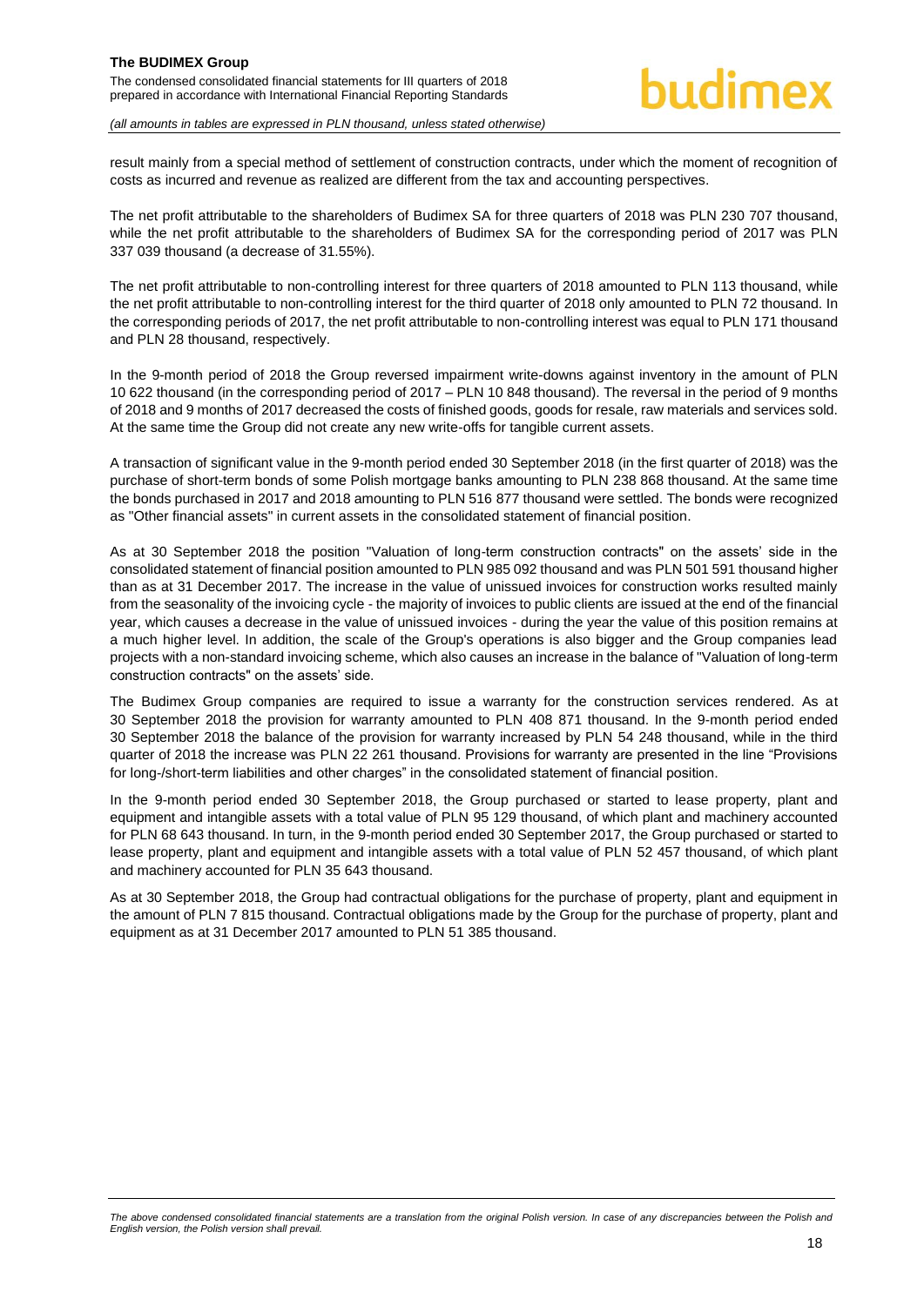result mainly from a special method of settlement of construction contracts, under which the moment of recognition of costs as incurred and revenue as realized are different from the tax and accounting perspectives.

The net profit attributable to the shareholders of Budimex SA for three quarters of 2018 was PLN 230 707 thousand, while the net profit attributable to the shareholders of Budimex SA for the corresponding period of 2017 was PLN 337 039 thousand (a decrease of 31.55%).

The net profit attributable to non-controlling interest for three quarters of 2018 amounted to PLN 113 thousand, while the net profit attributable to non-controlling interest for the third quarter of 2018 only amounted to PLN 72 thousand. In the corresponding periods of 2017, the net profit attributable to non-controlling interest was equal to PLN 171 thousand and PLN 28 thousand, respectively.

In the 9-month period of 2018 the Group reversed impairment write-downs against inventory in the amount of PLN 10 622 thousand (in the corresponding period of 2017 – PLN 10 848 thousand). The reversal in the period of 9 months of 2018 and 9 months of 2017 decreased the costs of finished goods, goods for resale, raw materials and services sold. At the same time the Group did not create any new write-offs for tangible current assets.

A transaction of significant value in the 9-month period ended 30 September 2018 (in the first quarter of 2018) was the purchase of short-term bonds of some Polish mortgage banks amounting to PLN 238 868 thousand. At the same time the bonds purchased in 2017 and 2018 amounting to PLN 516 877 thousand were settled. The bonds were recognized as "Other financial assets" in current assets in the consolidated statement of financial position.

As at 30 September 2018 the position "Valuation of long-term construction contracts" on the assets' side in the consolidated statement of financial position amounted to PLN 985 092 thousand and was PLN 501 591 thousand higher than as at 31 December 2017. The increase in the value of unissued invoices for construction works resulted mainly from the seasonality of the invoicing cycle - the majority of invoices to public clients are issued at the end of the financial year, which causes a decrease in the value of unissued invoices - during the year the value of this position remains at a much higher level. In addition, the scale of the Group's operations is also bigger and the Group companies lead projects with a non-standard invoicing scheme, which also causes an increase in the balance of "Valuation of long-term construction contracts" on the assets' side.

The Budimex Group companies are required to issue a warranty for the construction services rendered. As at 30 September 2018 the provision for warranty amounted to PLN 408 871 thousand. In the 9-month period ended 30 September 2018 the balance of the provision for warranty increased by PLN 54 248 thousand, while in the third quarter of 2018 the increase was PLN 22 261 thousand. Provisions for warranty are presented in the line "Provisions for long-/short-term liabilities and other charges" in the consolidated statement of financial position.

In the 9-month period ended 30 September 2018, the Group purchased or started to lease property, plant and equipment and intangible assets with a total value of PLN 95 129 thousand, of which plant and machinery accounted for PLN 68 643 thousand. In turn, in the 9-month period ended 30 September 2017, the Group purchased or started to lease property, plant and equipment and intangible assets with a total value of PLN 52 457 thousand, of which plant and machinery accounted for PLN 35 643 thousand.

As at 30 September 2018, the Group had contractual obligations for the purchase of property, plant and equipment in the amount of PLN 7 815 thousand. Contractual obligations made by the Group for the purchase of property, plant and equipment as at 31 December 2017 amounted to PLN 51 385 thousand.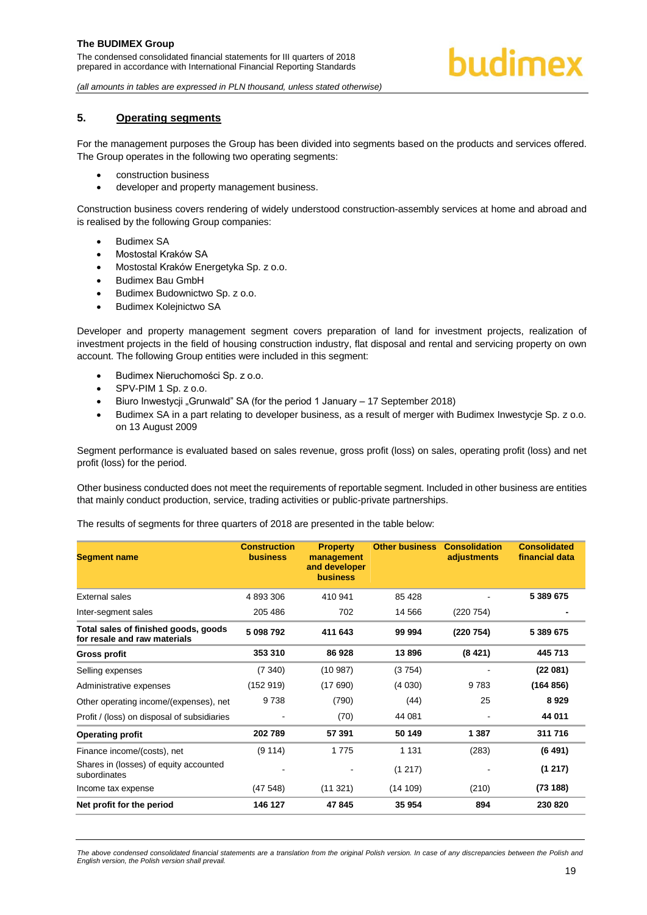## 5. Operating segments

For the management purposes the Group has been divided into segments based on the products and services offered. The Group operates in the following two operating segments:

- construction business
- developer and property management business.

Construction business covers rendering of widely understood construction-assembly services at home and abroad and is realised by the following Group companies:

- Budimex SA
- Mostostal Kraków SA
- Mostostal Kraków Energetyka Sp. z o.o.
- Budimex Bau GmbH
- Budimex Budownictwo Sp. z o.o.
- Budimex Kolejnictwo SA

Developer and property management segment covers preparation of land for investment projects, realization of investment projects in the field of housing construction industry, flat disposal and rental and servicing property on own account. The following Group entities were included in this segment:

- Budimex Nieruchomości Sp. z o.o.
- SPV-PIM 1 Sp. z o.o.
- Biuro Inwestycji „Grunwald" SA (for the period 1 January – 17 September 2018)
- Budimex SA in a part relating to developer business, as a result of merger with Budimex Inwestycje Sp. z o.o. on 13 August 2009

Segment performance is evaluated based on sales revenue, gross profit (loss) on sales, operating profit (loss) and net profit (loss) for the period.

Other business conducted does not meet the requirements of reportable segment. Included in other business are entities that mainly conduct production, service, trading activities or public-private partnerships.

The results of segments for three quarters of 2018 are presented in the table below:

| Segment name | Construction business | Property management and developer business | Other business | Consolidation adjustments | Consolidated financial data |
|---|---|---|---|---|---|
| External sales | 4 893 306 | 410 941 | 85 428 | - | **5 389 675** |
| Inter-segment sales | 205 486 | 702 | 14 566 | (220 754) | **-** |
| **Total sales of finished goods, goods for resale and raw materials** | **5 098 792** | **411 643** | **99 994** | **(220 754)** | **5 389 675** |
| **Gross profit** | **353 310** | **86 928** | **13 896** | **(8 421)** | **445 713** |
| Selling expenses | (7 340) | (10 987) | (3 754) | - | **(22 081)** |
| Administrative expenses | (152 919) | (17 690) | (4 030) | 9 783 | **(164 856)** |
| Other operating income/(expenses), net | 9 738 | (790) | (44) | 25 | **8 929** |
| Profit / (loss) on disposal of subsidiaries | - | (70) | 44 081 | - | **44 011** |
| **Operating profit** | **202 789** | **57 391** | **50 149** | **1 387** | **311 716** |
| Finance income/(costs), net | (9 114) | 1 775 | 1 131 | (283) | **(6 491)** |
| Shares in (losses) of equity accounted subordinates | - | - | (1 217) | - | **(1 217)** |
| Income tax expense | (47 548) | (11 321) | (14 109) | (210) | **(73 188)** |
| **Net profit for the period** | **146 127** | **47 845** | **35 954** | **894** | **230 820** |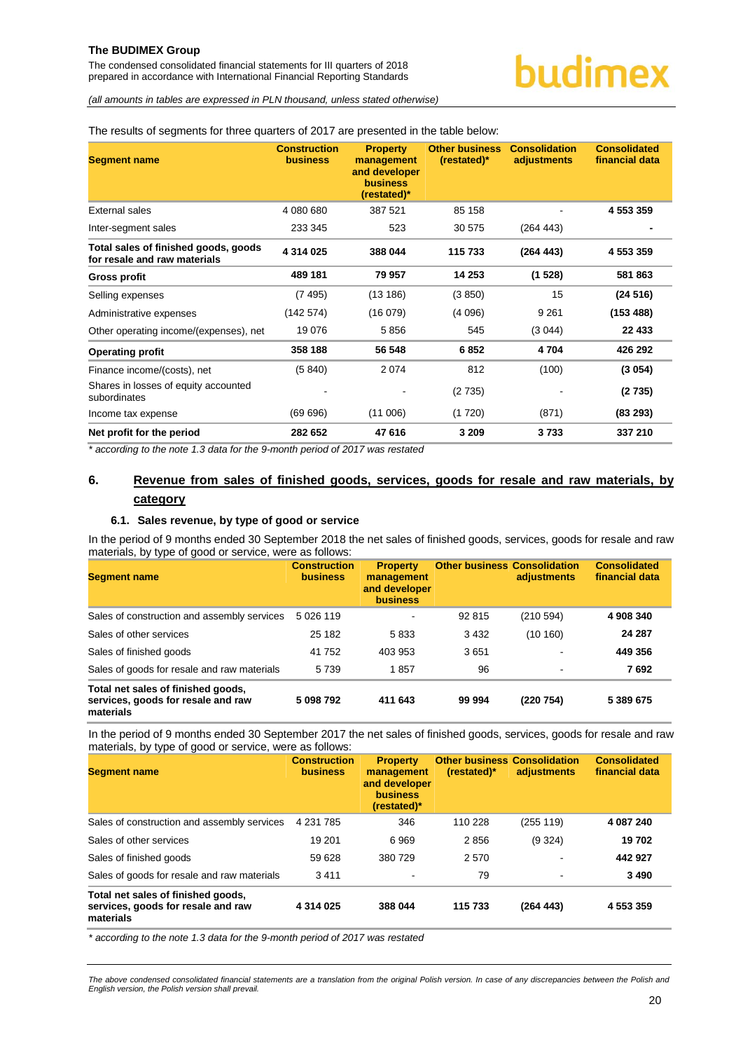The results of segments for three quarters of 2017 are presented in the table below:

| Segment name | Construction business | Property management and developer business (restated)* | Other business (restated)* | Consolidation adjustments | Consolidated financial data |
|---|---|---|---|---|---|
| External sales | 4 080 680 | 387 521 | 85 158 | - | **4 553 359** |
| Inter-segment sales | 233 345 | 523 | 30 575 | (264 443) | **-** |
| **Total sales of finished goods, goods for resale and raw materials** | **4 314 025** | **388 044** | **115 733** | **(264 443)** | **4 553 359** |
| **Gross profit** | **489 181** | **79 957** | **14 253** | **(1 528)** | **581 863** |
| Selling expenses | (7 495) | (13 186) | (3 850) | 15 | **(24 516)** |
| Administrative expenses | (142 574) | (16 079) | (4 096) | 9 261 | **(153 488)** |
| Other operating income/(expenses), net | 19 076 | 5 856 | 545 | (3 044) | **22 433** |
| **Operating profit** | **358 188** | **56 548** | **6 852** | **4 704** | **426 292** |
| Finance income/(costs), net | (5 840) | 2 074 | 812 | (100) | **(3 054)** |
| Shares in losses of equity accounted subordinates | - | - | (2 735) | - | **(2 735)** |
| Income tax expense | (69 696) | (11 006) | (1 720) | (871) | **(83 293)** |
| **Net profit for the period** | **282 652** | **47 616** | **3 209** | **3 733** | **337 210** |

*\* according to the note 1.3 data for the 9-month period of 2017 was restated*

## 6. Revenue from sales of finished goods, services, goods for resale and raw materials, by category

### 6.1. Sales revenue, by type of good or service

In the period of 9 months ended 30 September 2018 the net sales of finished goods, services, goods for resale and raw materials, by type of good or service, were as follows:

| Segment name | Construction business | Property management and developer business | Other business | Consolidation adjustments | Consolidated financial data |
|---|---|---|---|---|---|
| Sales of construction and assembly services | 5 026 119 | - | 92 815 | (210 594) | **4 908 340** |
| Sales of other services | 25 182 | 5 833 | 3 432 | (10 160) | **24 287** |
| Sales of finished goods | 41 752 | 403 953 | 3 651 | - | **449 356** |
| Sales of goods for resale and raw materials | 5 739 | 1 857 | 96 | - | **7 692** |
| **Total net sales of finished goods, services, goods for resale and raw materials** | **5 098 792** | **411 643** | **99 994** | **(220 754)** | **5 389 675** |

In the period of 9 months ended 30 September 2017 the net sales of finished goods, services, goods for resale and raw materials, by type of good or service, were as follows:

| Segment name | Construction business | Property management and developer business (restated)* | Other business (restated)* | Consolidation adjustments | Consolidated financial data |
|---|---|---|---|---|---|
| Sales of construction and assembly services | 4 231 785 | 346 | 110 228 | (255 119) | **4 087 240** |
| Sales of other services | 19 201 | 6 969 | 2 856 | (9 324) | **19 702** |
| Sales of finished goods | 59 628 | 380 729 | 2 570 | - | **442 927** |
| Sales of goods for resale and raw materials | 3 411 | - | 79 | - | **3 490** |
| **Total net sales of finished goods, services, goods for resale and raw materials** | **4 314 025** | **388 044** | **115 733** | **(264 443)** | **4 553 359** |

*\* according to the note 1.3 data for the 9-month period of 2017 was restated*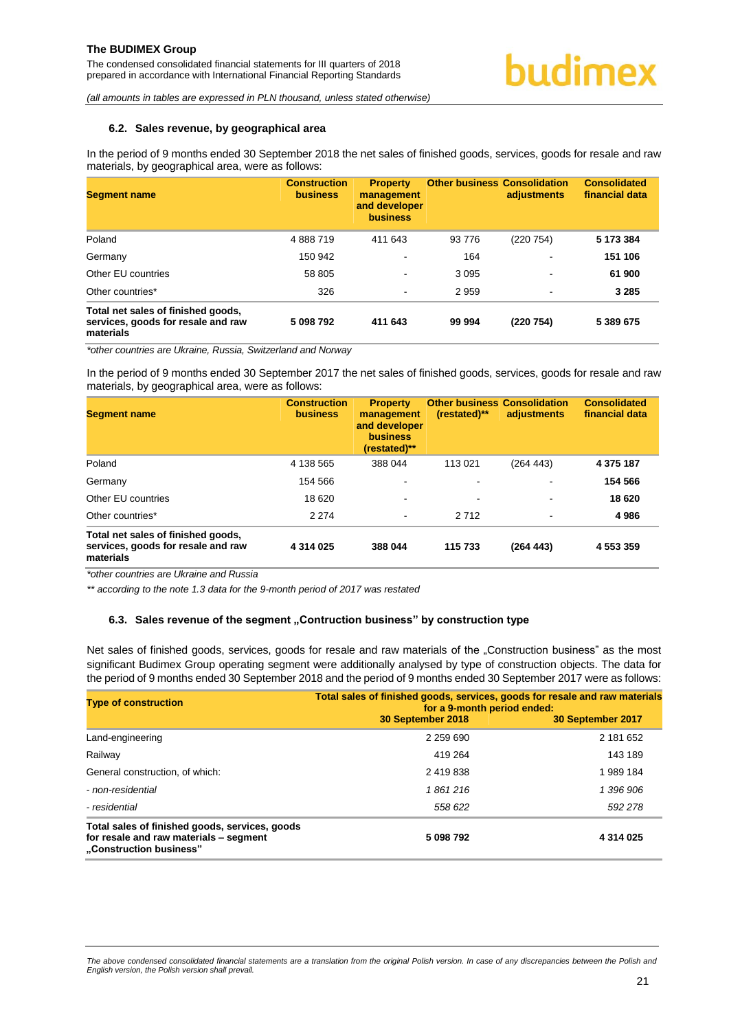### 6.2. Sales revenue, by geographical area

In the period of 9 months ended 30 September 2018 the net sales of finished goods, services, goods for resale and raw materials, by geographical area, were as follows:

| Segment name | Construction business | Property management and developer business | Other business | Consolidation adjustments | Consolidated financial data |
|---|---|---|---|---|---|
| Poland | 4 888 719 | 411 643 | 93 776 | (220 754) | **5 173 384** |
| Germany | 150 942 | - | 164 | - | **151 106** |
| Other EU countries | 58 805 | - | 3 095 | - | **61 900** |
| Other countries* | 326 | - | 2 959 | - | **3 285** |
| **Total net sales of finished goods, services, goods for resale and raw materials** | **5 098 792** | **411 643** | **99 994** | **(220 754)** | **5 389 675** |

*\*other countries are Ukraine, Russia, Switzerland and Norway*

In the period of 9 months ended 30 September 2017 the net sales of finished goods, services, goods for resale and raw materials, by geographical area, were as follows:

| Segment name | Construction business | Property management and developer business (restated)** | Other business (restated)** | Consolidation adjustments | Consolidated financial data |
|---|---|---|---|---|---|
| Poland | 4 138 565 | 388 044 | 113 021 | (264 443) | **4 375 187** |
| Germany | 154 566 | - | - | - | **154 566** |
| Other EU countries | 18 620 | - | - | - | **18 620** |
| Other countries* | 2 274 | - | 2 712 | - | **4 986** |
| **Total net sales of finished goods, services, goods for resale and raw materials** | **4 314 025** | **388 044** | **115 733** | **(264 443)** | **4 553 359** |

*\*other countries are Ukraine and Russia*

*\*\* according to the note 1.3 data for the 9-month period of 2017 was restated*

### 6.3. Sales revenue of the segment „Contruction business" by construction type

Net sales of finished goods, services, goods for resale and raw materials of the „Construction business" as the most significant Budimex Group operating segment were additionally analysed by type of construction objects. The data for the period of 9 months ended 30 September 2018 and the period of 9 months ended 30 September 2017 were as follows:

| Type of construction | Total sales of finished goods, services, goods for resale and raw materials for a 9-month period ended: | |
|---|---|---|
| | 30 September 2018 | 30 September 2017 |
| Land-engineering | 2 259 690 | 2 181 652 |
| Railway | 419 264 | 143 189 |
| General construction, of which: | 2 419 838 | 1 989 184 |
| *- non-residential* | *1 861 216* | *1 396 906* |
| *- residential* | *558 622* | *592 278* |
| **Total sales of finished goods, services, goods for resale and raw materials – segment „Construction business"** | **5 098 792** | **4 314 025** |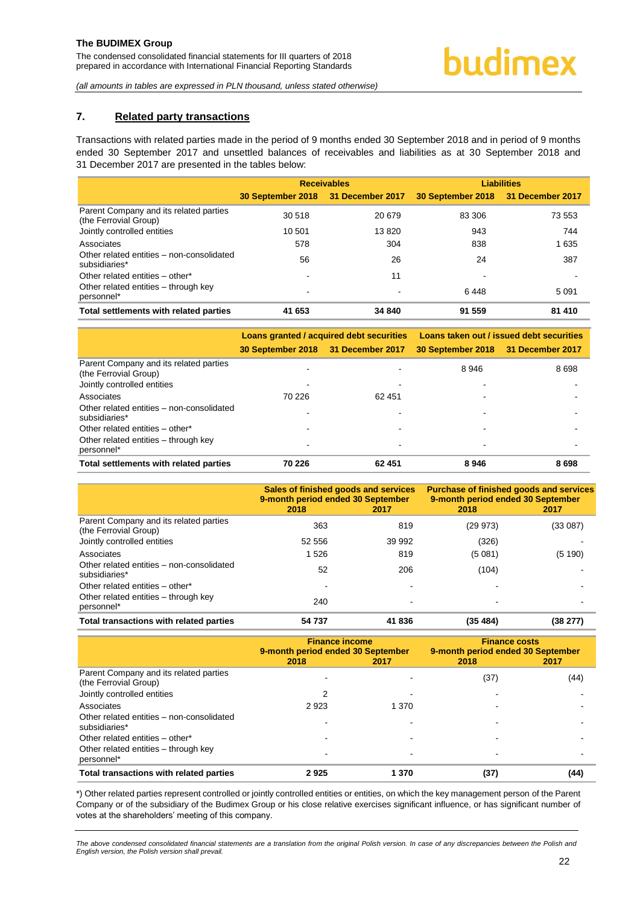## 7. Related party transactions

Transactions with related parties made in the period of 9 months ended 30 September 2018 and in period of 9 months ended 30 September 2017 and unsettled balances of receivables and liabilities as at 30 September 2018 and 31 December 2017 are presented in the tables below:

| | Receivables | | Liabilities | |
|---|---|---|---|---|
| | 30 September 2018 | 31 December 2017 | 30 September 2018 | 31 December 2017 |
| Parent Company and its related parties (the Ferrovial Group) | 30 518 | 20 679 | 83 306 | 73 553 |
| Jointly controlled entities | 10 501 | 13 820 | 943 | 744 |
| Associates | 578 | 304 | 838 | 1 635 |
| Other related entities – non-consolidated subsidiaries* | 56 | 26 | 24 | 387 |
| Other related entities – other* | - | 11 | - | - |
| Other related entities – through key personnel* | - | - | 6 448 | 5 091 |
| **Total settlements with related parties** | **41 653** | **34 840** | **91 559** | **81 410** |

| | Loans granted / acquired debt securities | | Loans taken out / issued debt securities | |
|---|---|---|---|---|
| | 30 September 2018 | 31 December 2017 | 30 September 2018 | 31 December 2017 |
| Parent Company and its related parties (the Ferrovial Group) | - | - | 8 946 | 8 698 |
| Jointly controlled entities | - | - | - | - |
| Associates | 70 226 | 62 451 | - | - |
| Other related entities – non-consolidated subsidiaries* | - | - | - | - |
| Other related entities – other* | - | - | - | - |
| Other related entities – through key personnel* | - | - | - | - |
| **Total settlements with related parties** | **70 226** | **62 451** | **8 946** | **8 698** |

| | Sales of finished goods and services 9-month period ended 30 September | | Purchase of finished goods and services 9-month period ended 30 September | |
|---|---|---|---|---|
| | 2018 | 2017 | 2018 | 2017 |
| Parent Company and its related parties (the Ferrovial Group) | 363 | 819 | (29 973) | (33 087) |
| Jointly controlled entities | 52 556 | 39 992 | (326) | - |
| Associates | 1 526 | 819 | (5 081) | (5 190) |
| Other related entities – non-consolidated subsidiaries* | 52 | 206 | (104) | - |
| Other related entities – other* | - | - | - | - |
| Other related entities – through key personnel* | 240 | - | - | - |
| **Total transactions with related parties** | **54 737** | **41 836** | **(35 484)** | **(38 277)** |

| | Finance income 9-month period ended 30 September | | Finance costs 9-month period ended 30 September | |
|---|---|---|---|---|
| | 2018 | 2017 | 2018 | 2017 |
| Parent Company and its related parties (the Ferrovial Group) | - | - | (37) | (44) |
| Jointly controlled entities | 2 | - | - | - |
| Associates | 2 923 | 1 370 | - | - |
| Other related entities – non-consolidated subsidiaries* | - | - | - | - |
| Other related entities – other* | - | - | - | - |
| Other related entities – through key personnel* | - | - | - | - |
| **Total transactions with related parties** | **2 925** | **1 370** | **(37)** | **(44)** |

*) Other related parties represent controlled or jointly controlled entities or entities, on which the key management person of the Parent Company or of the subsidiary of the Budimex Group or his close relative exercises significant influence, or has significant number of votes at the shareholders' meeting of this company.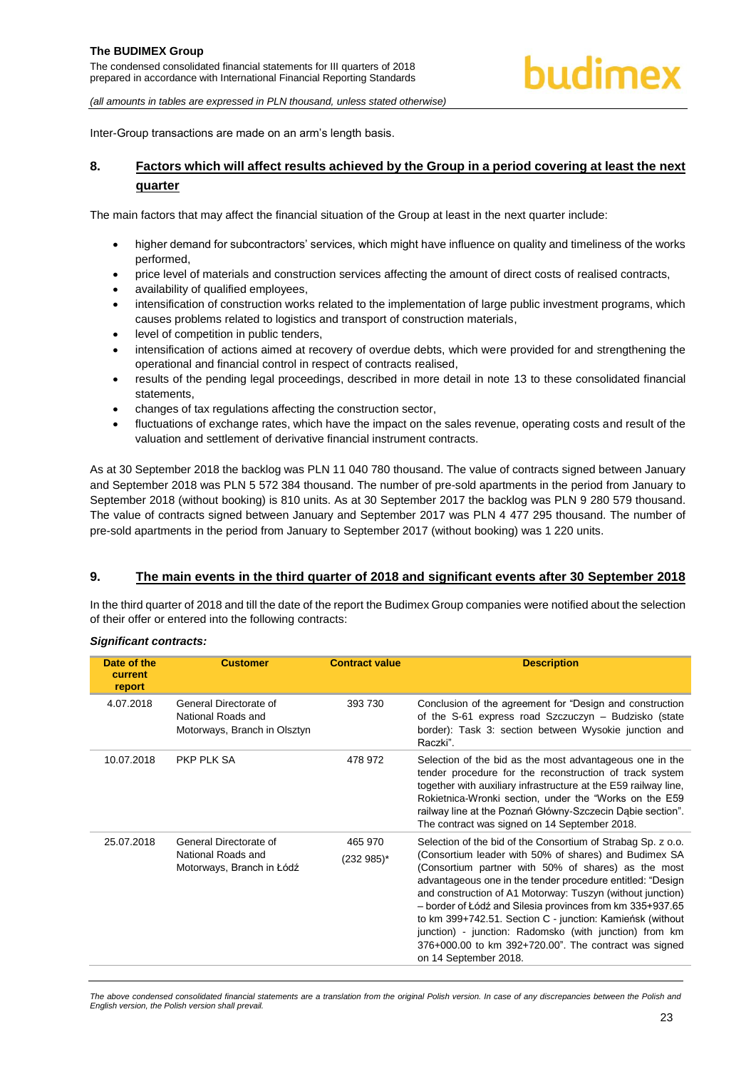Inter-Group transactions are made on an arm's length basis.

## 8. Factors which will affect results achieved by the Group in a period covering at least the next quarter

The main factors that may affect the financial situation of the Group at least in the next quarter include:

- higher demand for subcontractors' services, which might have influence on quality and timeliness of the works performed,
- price level of materials and construction services affecting the amount of direct costs of realised contracts,
- availability of qualified employees,
- intensification of construction works related to the implementation of large public investment programs, which causes problems related to logistics and transport of construction materials,
- level of competition in public tenders,
- intensification of actions aimed at recovery of overdue debts, which were provided for and strengthening the operational and financial control in respect of contracts realised,
- results of the pending legal proceedings, described in more detail in note 13 to these consolidated financial statements,
- changes of tax regulations affecting the construction sector,
- fluctuations of exchange rates, which have the impact on the sales revenue, operating costs and result of the valuation and settlement of derivative financial instrument contracts.

As at 30 September 2018 the backlog was PLN 11 040 780 thousand. The value of contracts signed between January and September 2018 was PLN 5 572 384 thousand. The number of pre-sold apartments in the period from January to September 2018 (without booking) is 810 units. As at 30 September 2017 the backlog was PLN 9 280 579 thousand. The value of contracts signed between January and September 2017 was PLN 4 477 295 thousand. The number of pre-sold apartments in the period from January to September 2017 (without booking) was 1 220 units.

## 9. The main events in the third quarter of 2018 and significant events after 30 September 2018

In the third quarter of 2018 and till the date of the report the Budimex Group companies were notified about the selection of their offer or entered into the following contracts:

***Significant contracts:***

| Date of the current report | Customer | Contract value | Description |
|---|---|---|---|
| 4.07.2018 | General Directorate of National Roads and Motorways, Branch in Olsztyn | 393 730 | Conclusion of the agreement for "Design and construction of the S-61 express road Szczuczyn – Budzisko (state border): Task 3: section between Wysokie junction and Raczki". |
| 10.07.2018 | PKP PLK SA | 478 972 | Selection of the bid as the most advantageous one in the tender procedure for the reconstruction of track system together with auxiliary infrastructure at the E59 railway line, Rokietnica-Wronki section, under the "Works on the E59 railway line at the Poznań Główny-Szczecin Dąbie section". The contract was signed on 14 September 2018. |
| 25.07.2018 | General Directorate of National Roads and Motorways, Branch in Łódź | 465 970 (232 985)* | Selection of the bid of the Consortium of Strabag Sp. z o.o. (Consortium leader with 50% of shares) and Budimex SA (Consortium partner with 50% of shares) as the most advantageous one in the tender procedure entitled: "Design and construction of A1 Motorway: Tuszyn (without junction) – border of Łódź and Silesia provinces from km 335+937.65 to km 399+742.51. Section C - junction: Kamieńsk (without junction) - junction: Radomsko (with junction) from km 376+000.00 to km 392+720.00". The contract was signed on 14 September 2018. |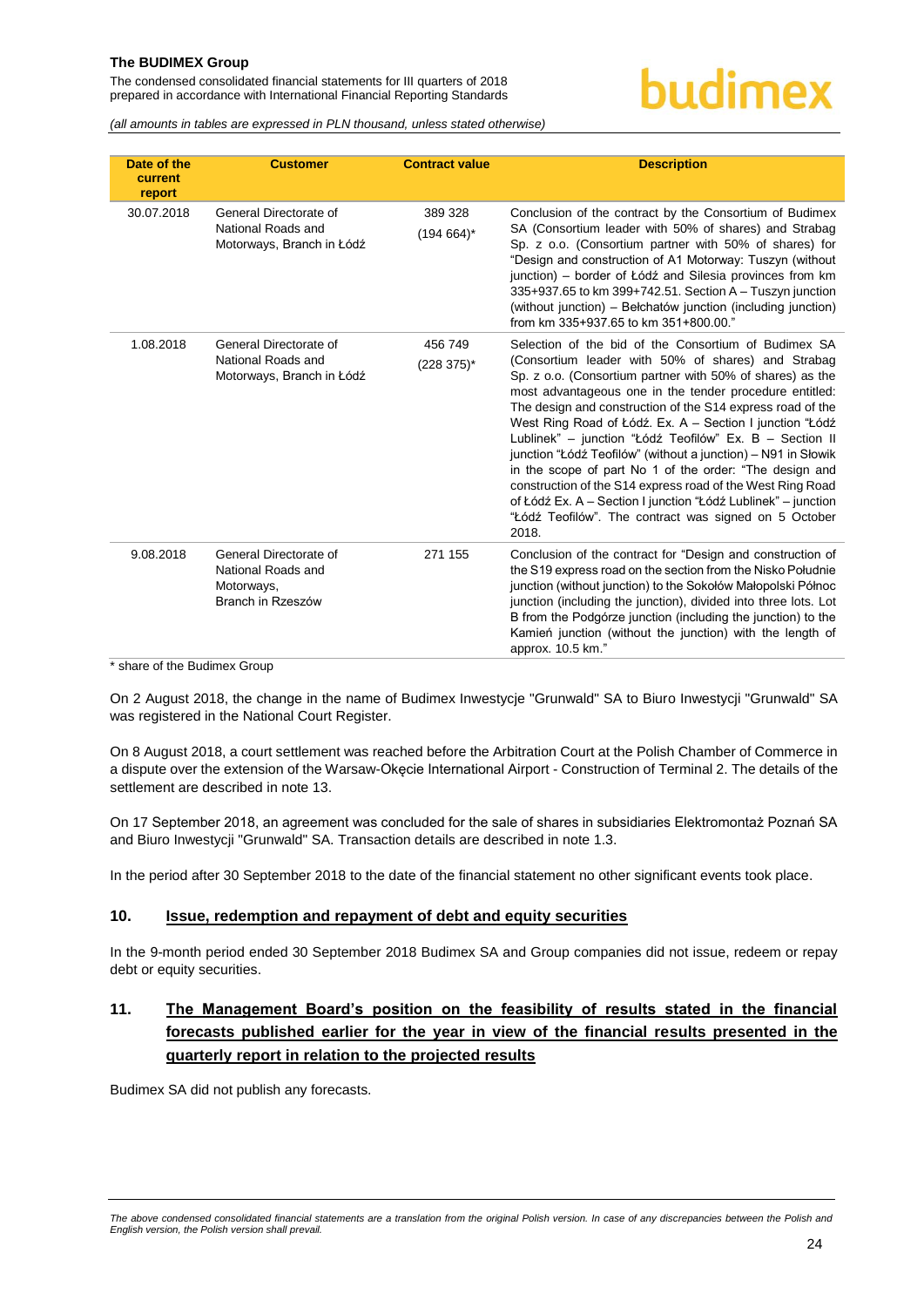| Date of the current report | Customer | Contract value | Description |
|---|---|---|---|
| 30.07.2018 | General Directorate of National Roads and Motorways, Branch in Łódź | 389 328 (194 664)* | Conclusion of the contract by the Consortium of Budimex SA (Consortium leader with 50% of shares) and Strabag Sp. z o.o. (Consortium partner with 50% of shares) for "Design and construction of A1 Motorway: Tuszyn (without junction) – border of Łódź and Silesia provinces from km 335+937.65 to km 399+742.51. Section A – Tuszyn junction (without junction) – Bełchatów junction (including junction) from km 335+937.65 to km 351+800.00." |
| 1.08.2018 | General Directorate of National Roads and Motorways, Branch in Łódź | 456 749 (228 375)* | Selection of the bid of the Consortium of Budimex SA (Consortium leader with 50% of shares) and Strabag Sp. z o.o. (Consortium partner with 50% of shares) as the most advantageous one in the tender procedure entitled: The design and construction of the S14 express road of the West Ring Road of Łódź. Ex. A – Section I junction "Łódź Lublinek" – junction "Łódź Teofilów" Ex. B – Section II junction "Łódź Teofilów" (without a junction) – N91 in Słowik in the scope of part No 1 of the order: "The design and construction of the S14 express road of the West Ring Road of Łódź Ex. A – Section I junction "Łódź Lublinek" – junction "Łódź Teofilów". The contract was signed on 5 October 2018. |
| 9.08.2018 | General Directorate of National Roads and Motorways, Branch in Rzeszów | 271 155 | Conclusion of the contract for "Design and construction of the S19 express road on the section from the Nisko Południe junction (without junction) to the Sokołów Małopolski Północ junction (including the junction), divided into three lots. Lot B from the Podgórze junction (including the junction) to the Kamień junction (without the junction) with the length of approx. 10.5 km." |

\* share of the Budimex Group

On 2 August 2018, the change in the name of Budimex Inwestycje "Grunwald" SA to Biuro Inwestycji "Grunwald" SA was registered in the National Court Register.

On 8 August 2018, a court settlement was reached before the Arbitration Court at the Polish Chamber of Commerce in a dispute over the extension of the Warsaw-Okęcie International Airport - Construction of Terminal 2. The details of the settlement are described in note 13.

On 17 September 2018, an agreement was concluded for the sale of shares in subsidiaries Elektromontaż Poznań SA and Biuro Inwestycji "Grunwald" SA. Transaction details are described in note 1.3.

In the period after 30 September 2018 to the date of the financial statement no other significant events took place.

## 10. Issue, redemption and repayment of debt and equity securities

In the 9-month period ended 30 September 2018 Budimex SA and Group companies did not issue, redeem or repay debt or equity securities.

## 11. The Management Board's position on the feasibility of results stated in the financial forecasts published earlier for the year in view of the financial results presented in the quarterly report in relation to the projected results

Budimex SA did not publish any forecasts.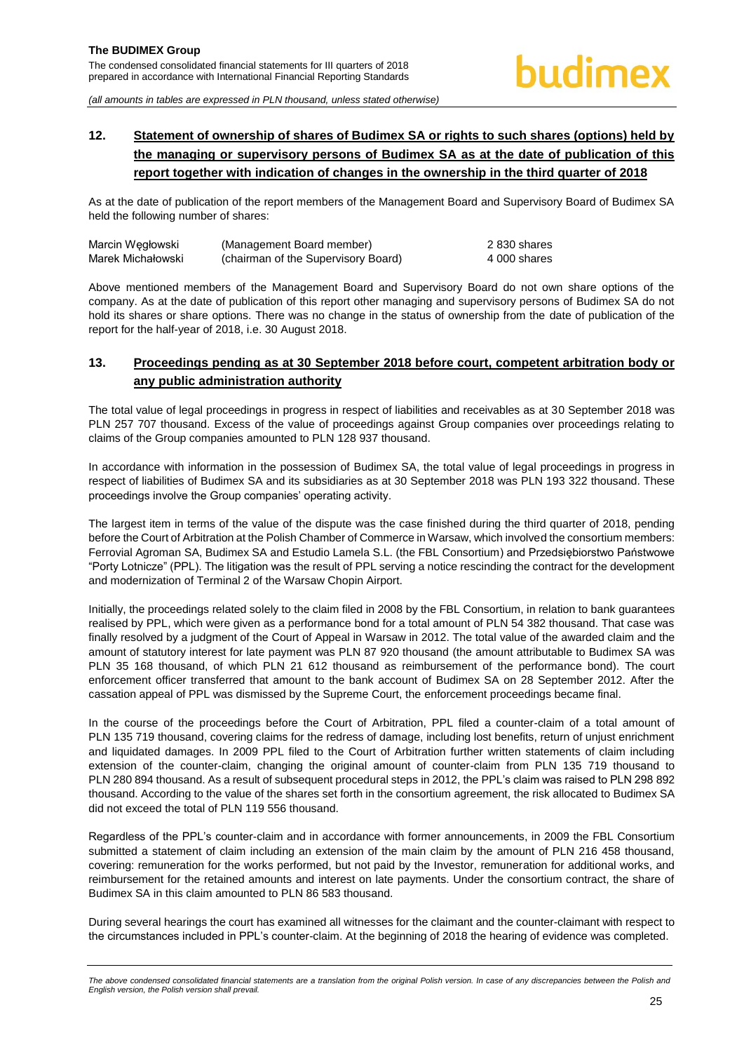## 12. Statement of ownership of shares of Budimex SA or rights to such shares (options) held by the managing or supervisory persons of Budimex SA as at the date of publication of this report together with indication of changes in the ownership in the third quarter of 2018

As at the date of publication of the report members of the Management Board and Supervisory Board of Budimex SA held the following number of shares:

| | | |
|---|---|---|
| Marcin Węgłowski | (Management Board member) | 2 830 shares |
| Marek Michałowski | (chairman of the Supervisory Board) | 4 000 shares |

Above mentioned members of the Management Board and Supervisory Board do not own share options of the company. As at the date of publication of this report other managing and supervisory persons of Budimex SA do not hold its shares or share options. There was no change in the status of ownership from the date of publication of the report for the half-year of 2018, i.e. 30 August 2018.

## 13. Proceedings pending as at 30 September 2018 before court, competent arbitration body or any public administration authority

The total value of legal proceedings in progress in respect of liabilities and receivables as at 30 September 2018 was PLN 257 707 thousand. Excess of the value of proceedings against Group companies over proceedings relating to claims of the Group companies amounted to PLN 128 937 thousand.

In accordance with information in the possession of Budimex SA, the total value of legal proceedings in progress in respect of liabilities of Budimex SA and its subsidiaries as at 30 September 2018 was PLN 193 322 thousand. These proceedings involve the Group companies' operating activity.

The largest item in terms of the value of the dispute was the case finished during the third quarter of 2018, pending before the Court of Arbitration at the Polish Chamber of Commerce in Warsaw, which involved the consortium members: Ferrovial Agroman SA, Budimex SA and Estudio Lamela S.L. (the FBL Consortium) and Przedsiębiorstwo Państwowe "Porty Lotnicze" (PPL). The litigation was the result of PPL serving a notice rescinding the contract for the development and modernization of Terminal 2 of the Warsaw Chopin Airport.

Initially, the proceedings related solely to the claim filed in 2008 by the FBL Consortium, in relation to bank guarantees realised by PPL, which were given as a performance bond for a total amount of PLN 54 382 thousand. That case was finally resolved by a judgment of the Court of Appeal in Warsaw in 2012. The total value of the awarded claim and the amount of statutory interest for late payment was PLN 87 920 thousand (the amount attributable to Budimex SA was PLN 35 168 thousand, of which PLN 21 612 thousand as reimbursement of the performance bond). The court enforcement officer transferred that amount to the bank account of Budimex SA on 28 September 2012. After the cassation appeal of PPL was dismissed by the Supreme Court, the enforcement proceedings became final.

In the course of the proceedings before the Court of Arbitration, PPL filed a counter-claim of a total amount of PLN 135 719 thousand, covering claims for the redress of damage, including lost benefits, return of unjust enrichment and liquidated damages. In 2009 PPL filed to the Court of Arbitration further written statements of claim including extension of the counter-claim, changing the original amount of counter-claim from PLN 135 719 thousand to PLN 280 894 thousand. As a result of subsequent procedural steps in 2012, the PPL's claim was raised to PLN 298 892 thousand. According to the value of the shares set forth in the consortium agreement, the risk allocated to Budimex SA did not exceed the total of PLN 119 556 thousand.

Regardless of the PPL's counter-claim and in accordance with former announcements, in 2009 the FBL Consortium submitted a statement of claim including an extension of the main claim by the amount of PLN 216 458 thousand, covering: remuneration for the works performed, but not paid by the Investor, remuneration for additional works, and reimbursement for the retained amounts and interest on late payments. Under the consortium contract, the share of Budimex SA in this claim amounted to PLN 86 583 thousand.

During several hearings the court has examined all witnesses for the claimant and the counter-claimant with respect to the circumstances included in PPL's counter-claim. At the beginning of 2018 the hearing of evidence was completed.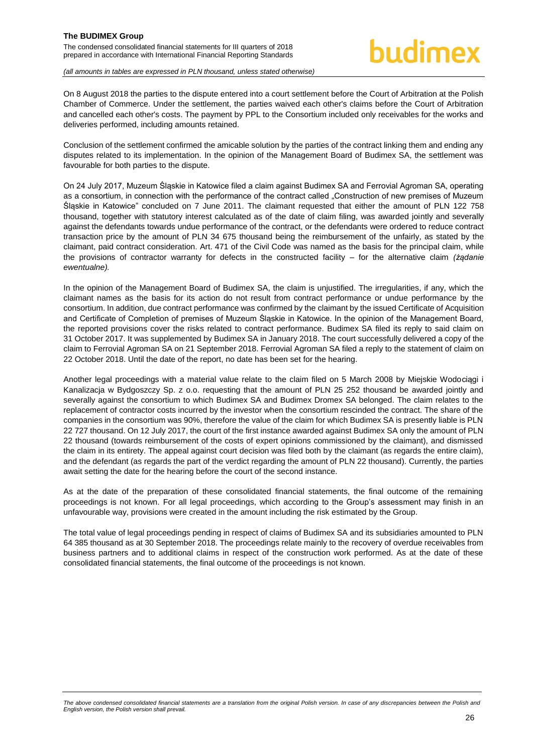On 8 August 2018 the parties to the dispute entered into a court settlement before the Court of Arbitration at the Polish Chamber of Commerce. Under the settlement, the parties waived each other's claims before the Court of Arbitration and cancelled each other's costs. The payment by PPL to the Consortium included only receivables for the works and deliveries performed, including amounts retained.

Conclusion of the settlement confirmed the amicable solution by the parties of the contract linking them and ending any disputes related to its implementation. In the opinion of the Management Board of Budimex SA, the settlement was favourable for both parties to the dispute.

On 24 July 2017, Muzeum Śląskie in Katowice filed a claim against Budimex SA and Ferrovial Agroman SA, operating as a consortium, in connection with the performance of the contract called „Construction of new premises of Muzeum Śląskie in Katowice" concluded on 7 June 2011. The claimant requested that either the amount of PLN 122 758 thousand, together with statutory interest calculated as of the date of claim filing, was awarded jointly and severally against the defendants towards undue performance of the contract, or the defendants were ordered to reduce contract transaction price by the amount of PLN 34 675 thousand being the reimbursement of the unfairly, as stated by the claimant, paid contract consideration. Art. 471 of the Civil Code was named as the basis for the principal claim, while the provisions of contractor warranty for defects in the constructed facility – for the alternative claim *(żądanie ewentualne).*

In the opinion of the Management Board of Budimex SA, the claim is unjustified. The irregularities, if any, which the claimant names as the basis for its action do not result from contract performance or undue performance by the consortium. In addition, due contract performance was confirmed by the claimant by the issued Certificate of Acquisition and Certificate of Completion of premises of Muzeum Śląskie in Katowice. In the opinion of the Management Board, the reported provisions cover the risks related to contract performance. Budimex SA filed its reply to said claim on 31 October 2017. It was supplemented by Budimex SA in January 2018. The court successfully delivered a copy of the claim to Ferrovial Agroman SA on 21 September 2018. Ferrovial Agroman SA filed a reply to the statement of claim on 22 October 2018. Until the date of the report, no date has been set for the hearing.

Another legal proceedings with a material value relate to the claim filed on 5 March 2008 by Miejskie Wodociągi i Kanalizacja w Bydgoszczy Sp. z o.o. requesting that the amount of PLN 25 252 thousand be awarded jointly and severally against the consortium to which Budimex SA and Budimex Dromex SA belonged. The claim relates to the replacement of contractor costs incurred by the investor when the consortium rescinded the contract. The share of the companies in the consortium was 90%, therefore the value of the claim for which Budimex SA is presently liable is PLN 22 727 thousand. On 12 July 2017, the court of the first instance awarded against Budimex SA only the amount of PLN 22 thousand (towards reimbursement of the costs of expert opinions commissioned by the claimant), and dismissed the claim in its entirety. The appeal against court decision was filed both by the claimant (as regards the entire claim), and the defendant (as regards the part of the verdict regarding the amount of PLN 22 thousand). Currently, the parties await setting the date for the hearing before the court of the second instance.

As at the date of the preparation of these consolidated financial statements, the final outcome of the remaining proceedings is not known. For all legal proceedings, which according to the Group's assessment may finish in an unfavourable way, provisions were created in the amount including the risk estimated by the Group.

The total value of legal proceedings pending in respect of claims of Budimex SA and its subsidiaries amounted to PLN 64 385 thousand as at 30 September 2018. The proceedings relate mainly to the recovery of overdue receivables from business partners and to additional claims in respect of the construction work performed. As at the date of these consolidated financial statements, the final outcome of the proceedings is not known.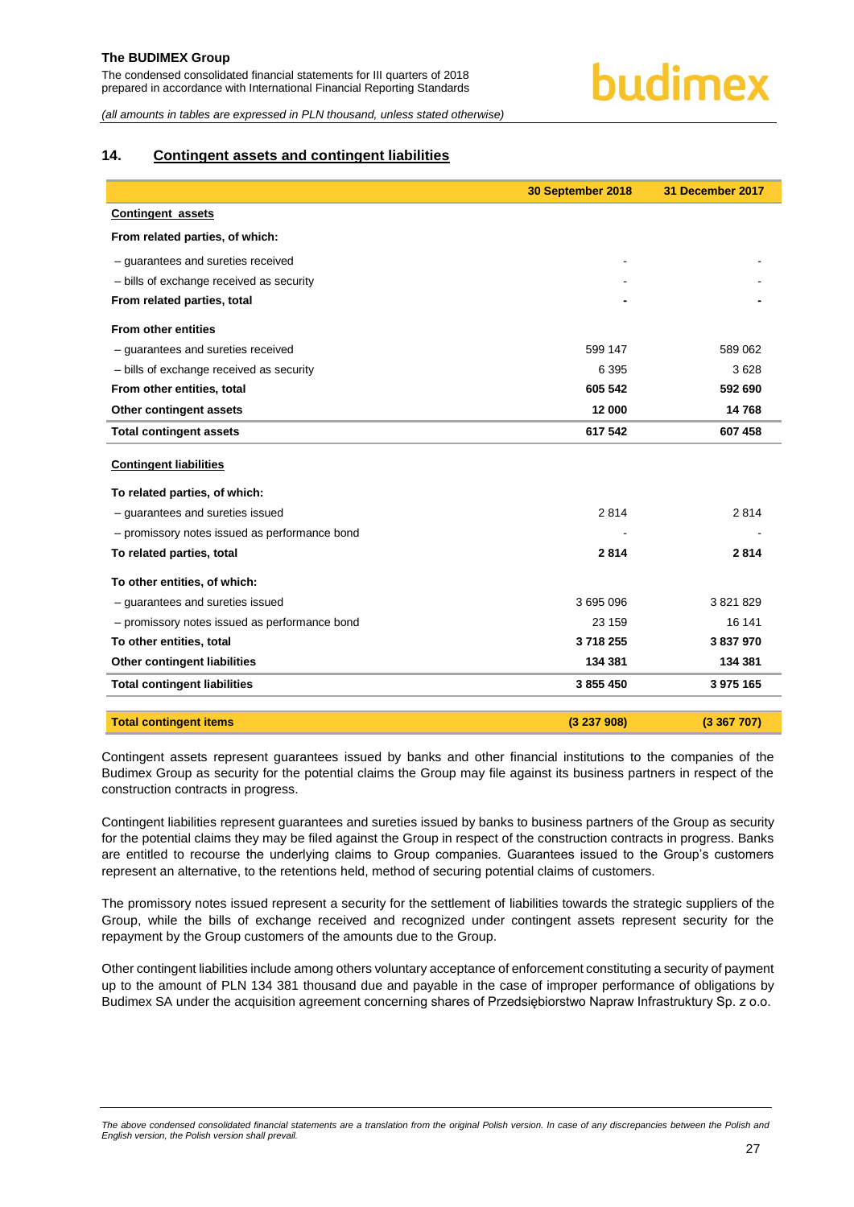## 14. Contingent assets and contingent liabilities

| | 30 September 2018 | 31 December 2017 |
|---|---|---|
| **Contingent assets** | | |
| **From related parties, of which:** | | |
| – guarantees and sureties received | - | - |
| – bills of exchange received as security | - | - |
| **From related parties, total** | **-** | **-** |
| **From other entities** | | |
| – guarantees and sureties received | 599 147 | 589 062 |
| – bills of exchange received as security | 6 395 | 3 628 |
| **From other entities, total** | **605 542** | **592 690** |
| **Other contingent assets** | **12 000** | **14 768** |
| **Total contingent assets** | **617 542** | **607 458** |
| **Contingent liabilities** | | |
| **To related parties, of which:** | | |
| – guarantees and sureties issued | 2 814 | 2 814 |
| – promissory notes issued as performance bond | - | - |
| **To related parties, total** | **2 814** | **2 814** |
| **To other entities, of which:** | | |
| – guarantees and sureties issued | 3 695 096 | 3 821 829 |
| – promissory notes issued as performance bond | 23 159 | 16 141 |
| **To other entities, total** | **3 718 255** | **3 837 970** |
| **Other contingent liabilities** | **134 381** | **134 381** |
| **Total contingent liabilities** | **3 855 450** | **3 975 165** |
| **Total contingent items** | **(3 237 908)** | **(3 367 707)** |

Contingent assets represent guarantees issued by banks and other financial institutions to the companies of the Budimex Group as security for the potential claims the Group may file against its business partners in respect of the construction contracts in progress.

Contingent liabilities represent guarantees and sureties issued by banks to business partners of the Group as security for the potential claims they may be filed against the Group in respect of the construction contracts in progress. Banks are entitled to recourse the underlying claims to Group companies. Guarantees issued to the Group's customers represent an alternative, to the retentions held, method of securing potential claims of customers.

The promissory notes issued represent a security for the settlement of liabilities towards the strategic suppliers of the Group, while the bills of exchange received and recognized under contingent assets represent security for the repayment by the Group customers of the amounts due to the Group.

Other contingent liabilities include among others voluntary acceptance of enforcement constituting a security of payment up to the amount of PLN 134 381 thousand due and payable in the case of improper performance of obligations by Budimex SA under the acquisition agreement concerning shares of Przedsiębiorstwo Napraw Infrastruktury Sp. z o.o.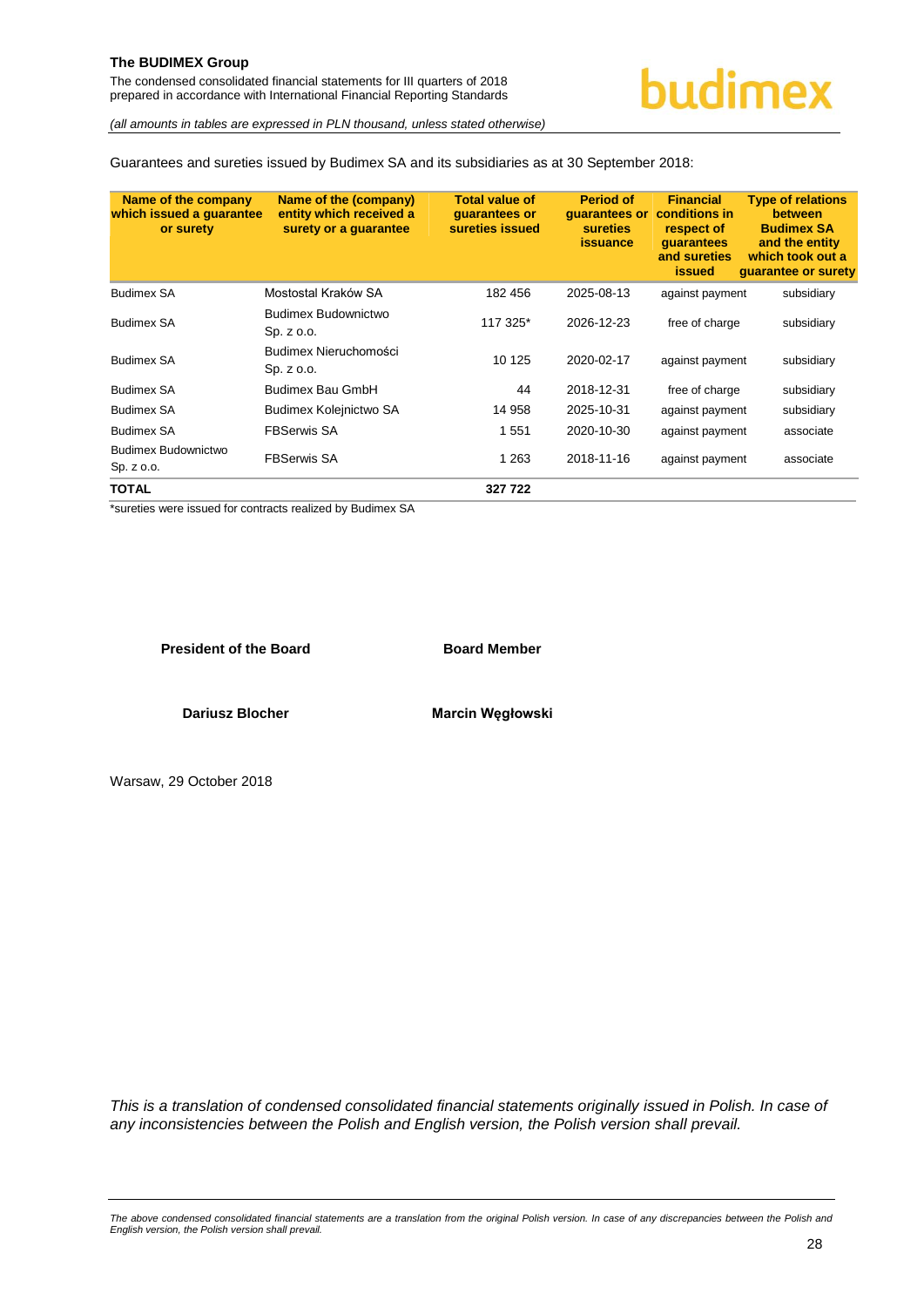Guarantees and sureties issued by Budimex SA and its subsidiaries as at 30 September 2018:

| Name of the company which issued a guarantee or surety | Name of the (company) entity which received a surety or a guarantee | Total value of guarantees or sureties issued | Period of guarantees or sureties issuance | Financial conditions in respect of guarantees and sureties issued | Type of relations between Budimex SA and the entity which took out a guarantee or surety |
|---|---|---|---|---|---|
| Budimex SA | Mostostal Kraków SA | 182 456 | 2025-08-13 | against payment | subsidiary |
| Budimex SA | Budimex Budownictwo Sp. z o.o. | 117 325* | 2026-12-23 | free of charge | subsidiary |
| Budimex SA | Budimex Nieruchomości Sp. z o.o. | 10 125 | 2020-02-17 | against payment | subsidiary |
| Budimex SA | Budimex Bau GmbH | 44 | 2018-12-31 | free of charge | subsidiary |
| Budimex SA | Budimex Kolejnictwo SA | 14 958 | 2025-10-31 | against payment | subsidiary |
| Budimex SA | FBSerwis SA | 1 551 | 2020-10-30 | against payment | associate |
| Budimex Budownictwo Sp. z o.o. | FBSerwis SA | 1 263 | 2018-11-16 | against payment | associate |
| **TOTAL** | | **327 722** | | | |

*sureties were issued for contracts realized by Budimex SA

**President of the Board** **Board Member**

**Dariusz Blocher** **Marcin Węgłowski**

Warsaw, 29 October 2018

*This is a translation of condensed consolidated financial statements originally issued in Polish. In case of any inconsistencies between the Polish and English version, the Polish version shall prevail.*